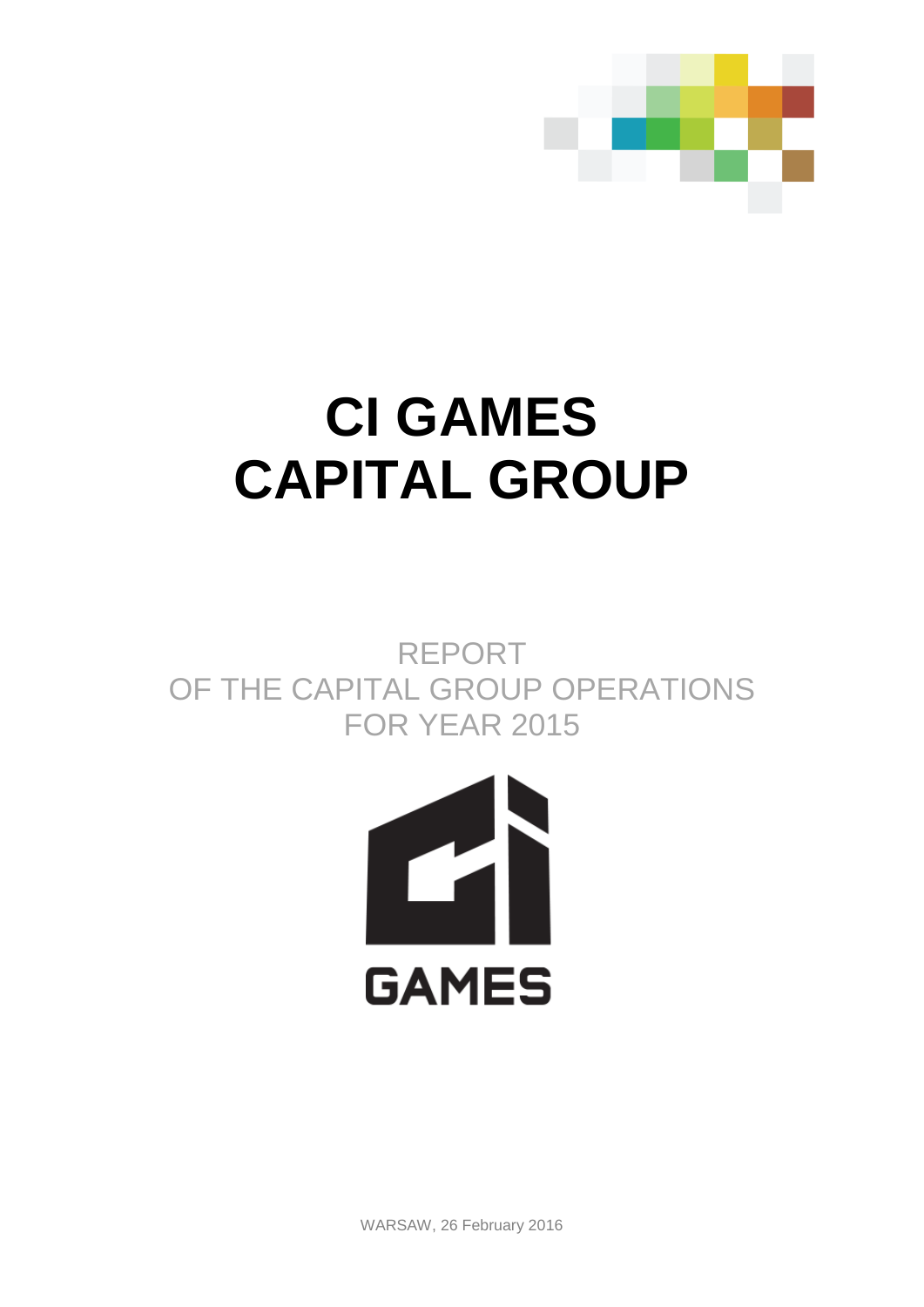# CI GAMES CAPITAL GROUP

REPORT
OF THE CAPITAL GROUP OPERATIONS
FOR YEAR 2015

GAMES

WARSAW, 26 February 2016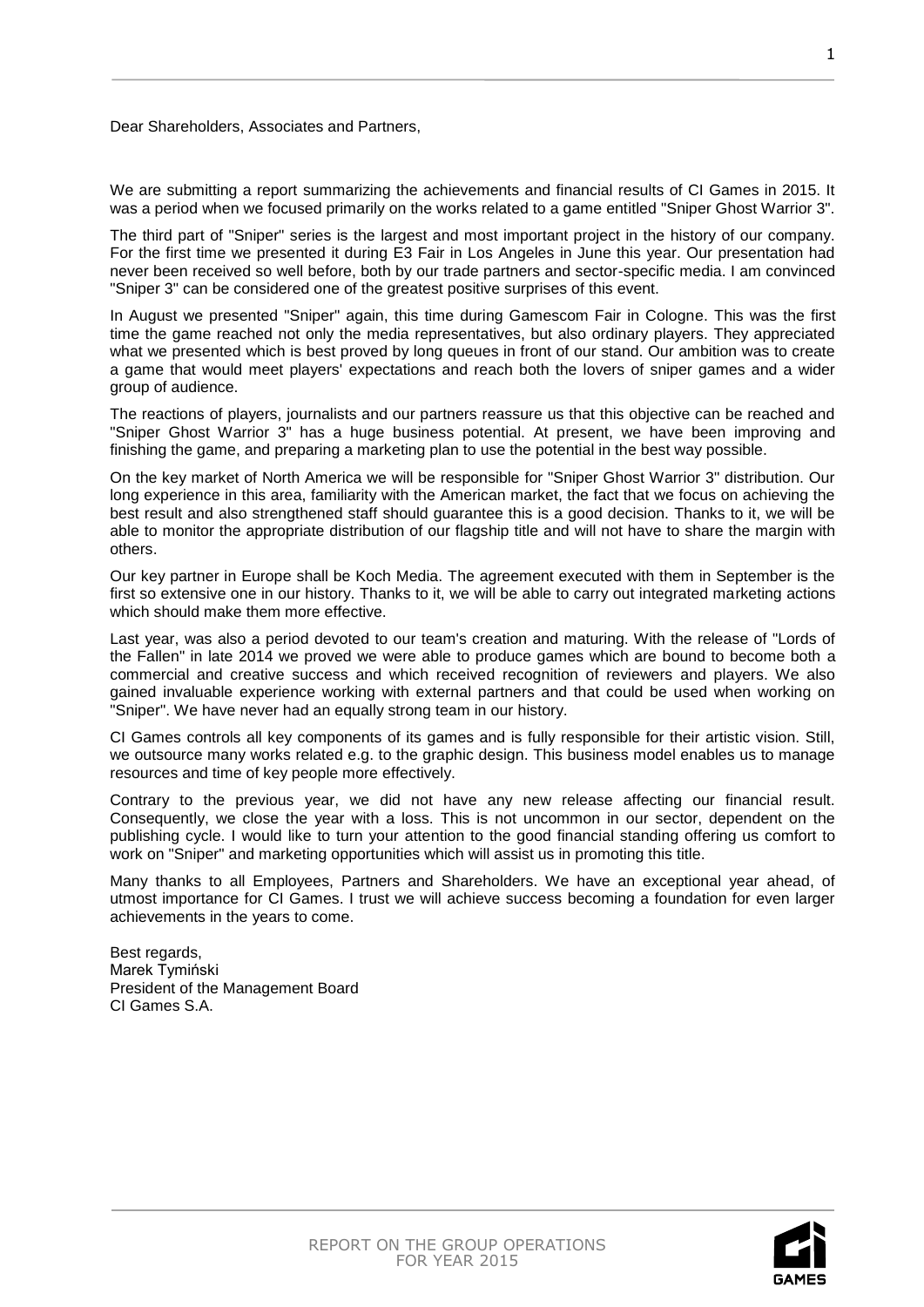Dear Shareholders, Associates and Partners,

We are submitting a report summarizing the achievements and financial results of CI Games in 2015. It was a period when we focused primarily on the works related to a game entitled "Sniper Ghost Warrior 3".

The third part of "Sniper" series is the largest and most important project in the history of our company. For the first time we presented it during E3 Fair in Los Angeles in June this year. Our presentation had never been received so well before, both by our trade partners and sector-specific media. I am convinced "Sniper 3" can be considered one of the greatest positive surprises of this event.

In August we presented "Sniper" again, this time during Gamescom Fair in Cologne. This was the first time the game reached not only the media representatives, but also ordinary players. They appreciated what we presented which is best proved by long queues in front of our stand. Our ambition was to create a game that would meet players' expectations and reach both the lovers of sniper games and a wider group of audience.

The reactions of players, journalists and our partners reassure us that this objective can be reached and "Sniper Ghost Warrior 3" has a huge business potential. At present, we have been improving and finishing the game, and preparing a marketing plan to use the potential in the best way possible.

On the key market of North America we will be responsible for "Sniper Ghost Warrior 3" distribution. Our long experience in this area, familiarity with the American market, the fact that we focus on achieving the best result and also strengthened staff should guarantee this is a good decision. Thanks to it, we will be able to monitor the appropriate distribution of our flagship title and will not have to share the margin with others.

Our key partner in Europe shall be Koch Media. The agreement executed with them in September is the first so extensive one in our history. Thanks to it, we will be able to carry out integrated marketing actions which should make them more effective.

Last year, was also a period devoted to our team's creation and maturing. With the release of "Lords of the Fallen" in late 2014 we proved we were able to produce games which are bound to become both a commercial and creative success and which received recognition of reviewers and players. We also gained invaluable experience working with external partners and that could be used when working on "Sniper". We have never had an equally strong team in our history.

CI Games controls all key components of its games and is fully responsible for their artistic vision. Still, we outsource many works related e.g. to the graphic design. This business model enables us to manage resources and time of key people more effectively.

Contrary to the previous year, we did not have any new release affecting our financial result. Consequently, we close the year with a loss. This is not uncommon in our sector, dependent on the publishing cycle. I would like to turn your attention to the good financial standing offering us comfort to work on "Sniper" and marketing opportunities which will assist us in promoting this title.

Many thanks to all Employees, Partners and Shareholders. We have an exceptional year ahead, of utmost importance for CI Games. I trust we will achieve success becoming a foundation for even larger achievements in the years to come.

Best regards,
Marek Tymiński
President of the Management Board
CI Games S.A.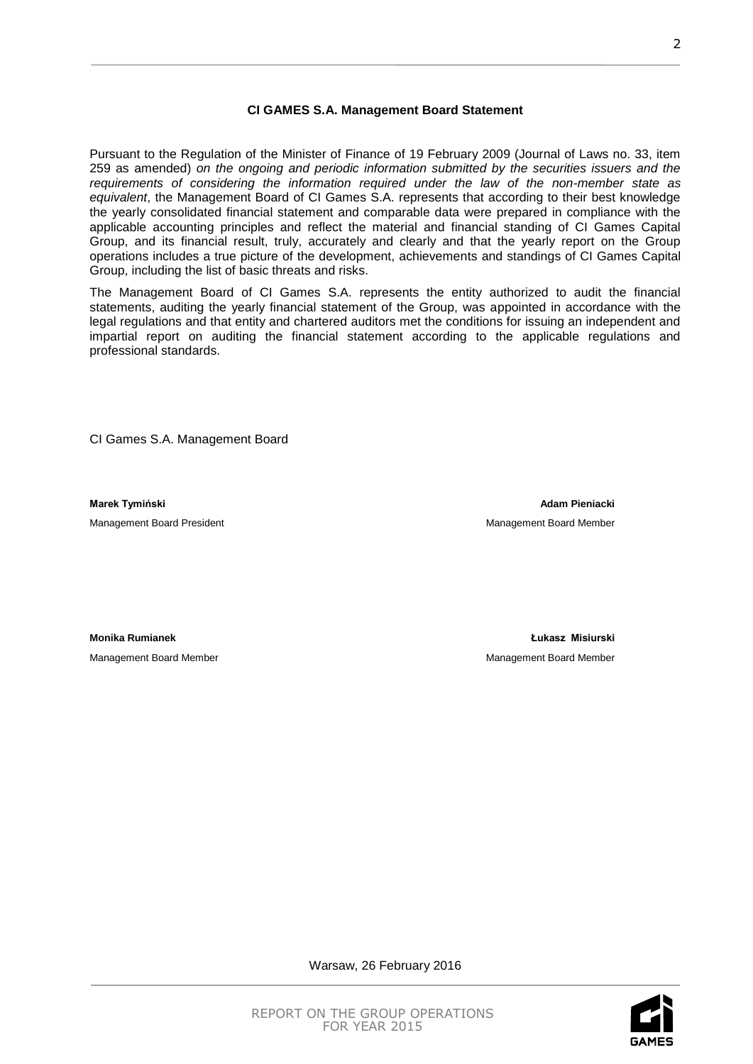**CI GAMES S.A. Management Board Statement**

Pursuant to the Regulation of the Minister of Finance of 19 February 2009 (Journal of Laws no. 33, item 259 as amended) *on the ongoing and periodic information submitted by the securities issuers and the requirements of considering the information required under the law of the non-member state as equivalent*, the Management Board of CI Games S.A. represents that according to their best knowledge the yearly consolidated financial statement and comparable data were prepared in compliance with the applicable accounting principles and reflect the material and financial standing of CI Games Capital Group, and its financial result, truly, accurately and clearly and that the yearly report on the Group operations includes a true picture of the development, achievements and standings of CI Games Capital Group, including the list of basic threats and risks.

The Management Board of CI Games S.A. represents the entity authorized to audit the financial statements, auditing the yearly financial statement of the Group, was appointed in accordance with the legal regulations and that entity and chartered auditors met the conditions for issuing an independent and impartial report on auditing the financial statement according to the applicable regulations and professional standards.

CI Games S.A. Management Board

**Marek Tymiński**
Management Board President

**Adam Pieniacki**
Management Board Member

**Monika Rumianek**
Management Board Member

**Łukasz Misiurski**
Management Board Member

Warsaw, 26 February 2016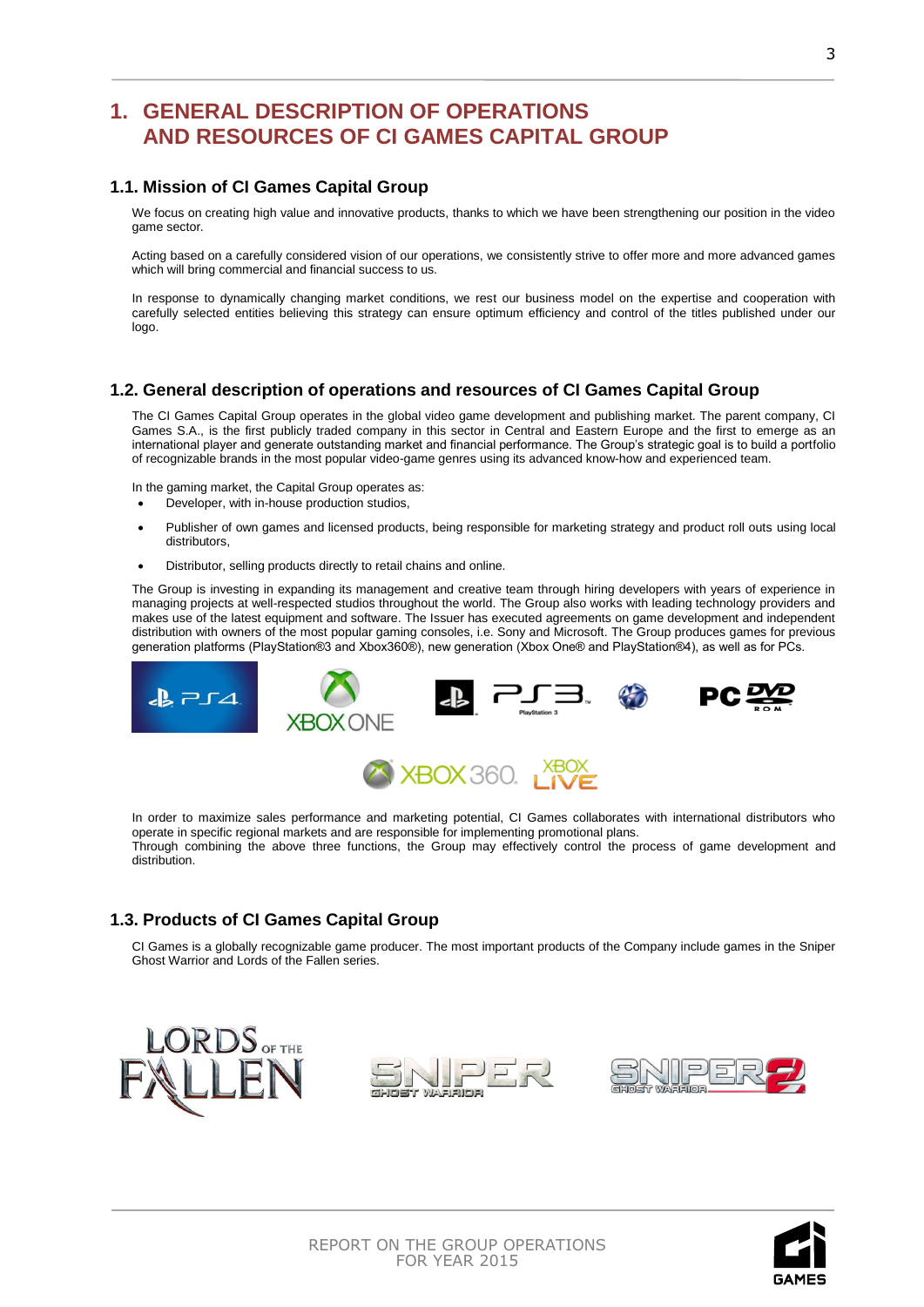# 1. GENERAL DESCRIPTION OF OPERATIONS AND RESOURCES OF CI GAMES CAPITAL GROUP

## 1.1. Mission of CI Games Capital Group

We focus on creating high value and innovative products, thanks to which we have been strengthening our position in the video game sector.

Acting based on a carefully considered vision of our operations, we consistently strive to offer more and more advanced games which will bring commercial and financial success to us.

In response to dynamically changing market conditions, we rest our business model on the expertise and cooperation with carefully selected entities believing this strategy can ensure optimum efficiency and control of the titles published under our logo.

## 1.2. General description of operations and resources of CI Games Capital Group

The CI Games Capital Group operates in the global video game development and publishing market. The parent company, CI Games S.A., is the first publicly traded company in this sector in Central and Eastern Europe and the first to emerge as an international player and generate outstanding market and financial performance. The Group's strategic goal is to build a portfolio of recognizable brands in the most popular video-game genres using its advanced know-how and experienced team.

In the gaming market, the Capital Group operates as:

- Developer, with in-house production studios,
- Publisher of own games and licensed products, being responsible for marketing strategy and product roll outs using local distributors,
- Distributor, selling products directly to retail chains and online.

The Group is investing in expanding its management and creative team through hiring developers with years of experience in managing projects at well-respected studios throughout the world. The Group also works with leading technology providers and makes use of the latest equipment and software. The Issuer has executed agreements on game development and independent distribution with owners of the most popular gaming consoles, i.e. Sony and Microsoft. The Group produces games for previous generation platforms (PlayStation®3 and Xbox360®), new generation (Xbox One® and PlayStation®4), as well as for PCs.

In order to maximize sales performance and marketing potential, CI Games collaborates with international distributors who operate in specific regional markets and are responsible for implementing promotional plans.
Through combining the above three functions, the Group may effectively control the process of game development and distribution.

## 1.3. Products of CI Games Capital Group

CI Games is a globally recognizable game producer. The most important products of the Company include games in the Sniper Ghost Warrior and Lords of the Fallen series.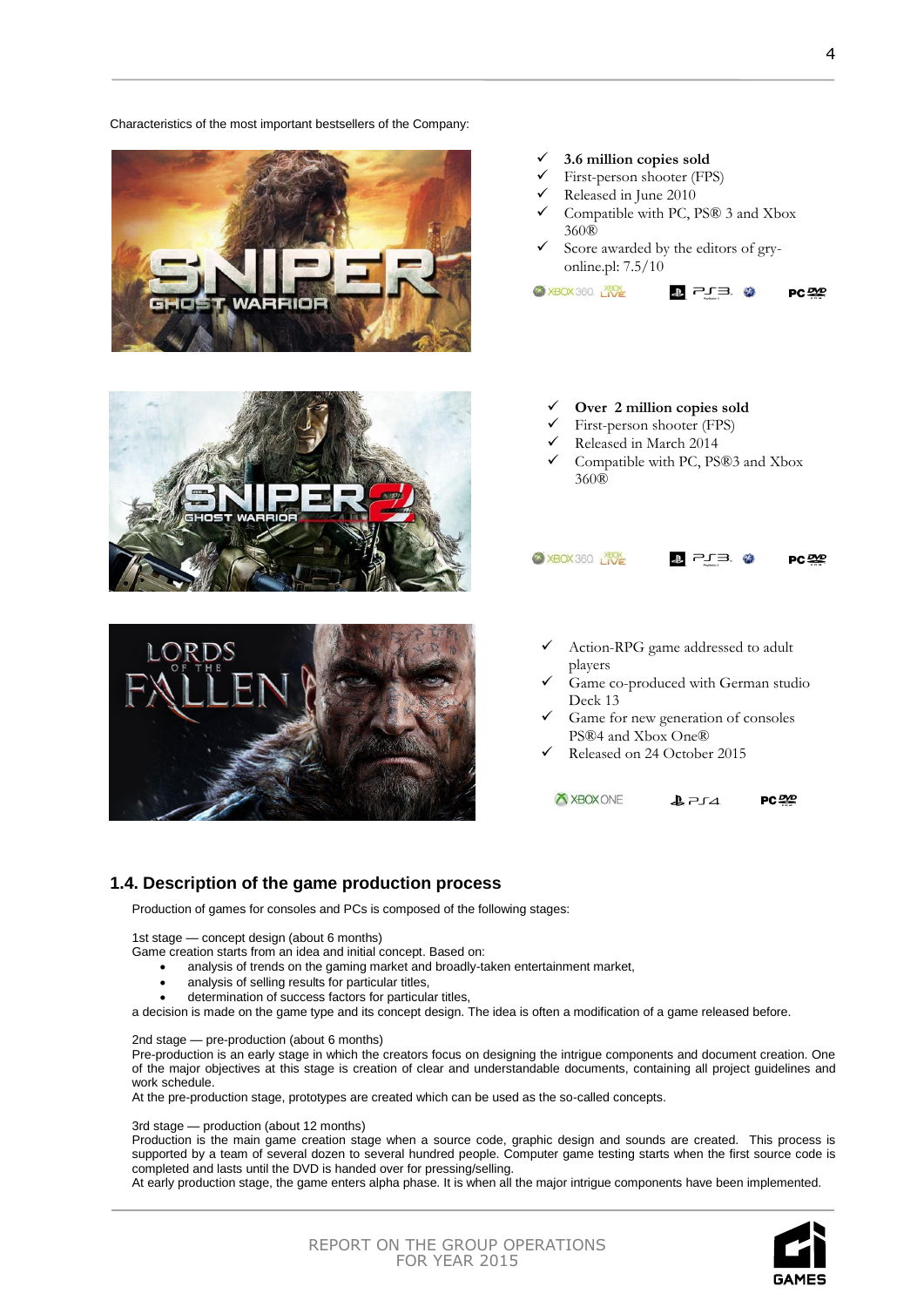Characteristics of the most important bestsellers of the Company:

- ✓ **3.6 million copies sold**
- ✓ First-person shooter (FPS)
- ✓ Released in June 2010
- ✓ Compatible with PC, PS® 3 and Xbox 360®
- ✓ Score awarded by the editors of gry-online.pl: 7.5/10

- ✓ **Over 2 million copies sold**
- ✓ First-person shooter (FPS)
- ✓ Released in March 2014
- ✓ Compatible with PC, PS®3 and Xbox 360®

- ✓ Action-RPG game addressed to adult players
- ✓ Game co-produced with German studio Deck 13
- ✓ Game for new generation of consoles PS®4 and Xbox One®
- ✓ Released on 24 October 2015

## 1.4. Description of the game production process

Production of games for consoles and PCs is composed of the following stages:

1st stage — concept design (about 6 months)
Game creation starts from an idea and initial concept. Based on:

- analysis of trends on the gaming market and broadly-taken entertainment market,
- analysis of selling results for particular titles,
- determination of success factors for particular titles,

a decision is made on the game type and its concept design. The idea is often a modification of a game released before.

2nd stage — pre-production (about 6 months)
Pre-production is an early stage in which the creators focus on designing the intrigue components and document creation. One of the major objectives at this stage is creation of clear and understandable documents, containing all project guidelines and work schedule.
At the pre-production stage, prototypes are created which can be used as the so-called concepts.

3rd stage — production (about 12 months)
Production is the main game creation stage when a source code, graphic design and sounds are created. This process is supported by a team of several dozen to several hundred people. Computer game testing starts when the first source code is completed and lasts until the DVD is handed over for pressing/selling.
At early production stage, the game enters alpha phase. It is when all the major intrigue components have been implemented.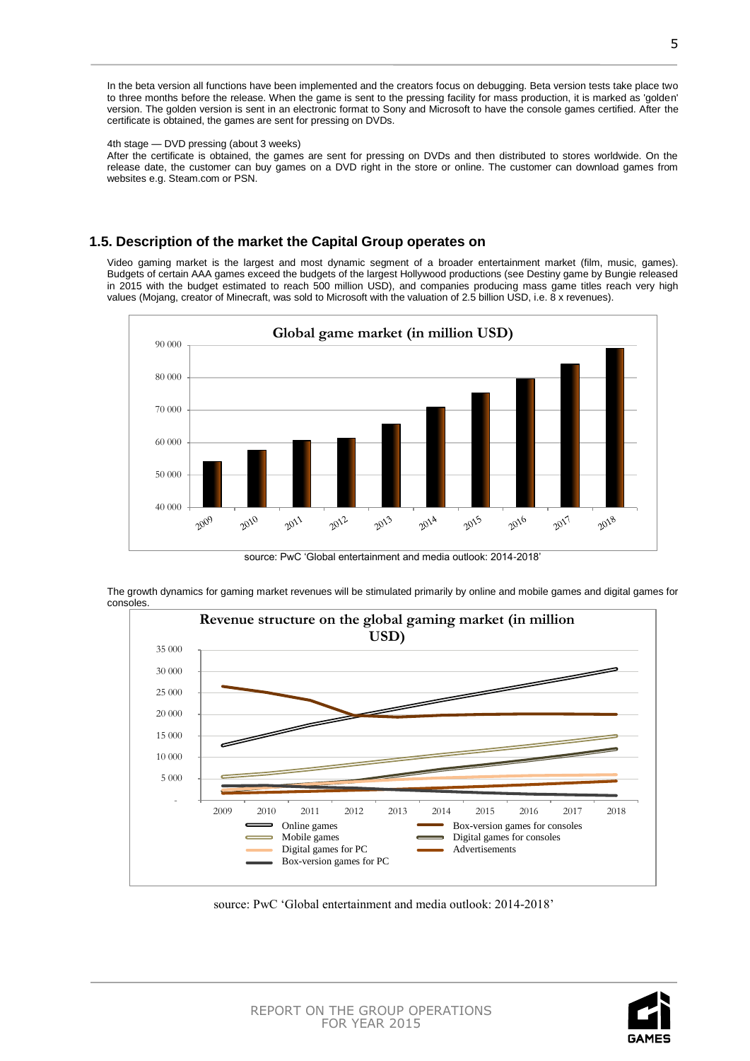In the beta version all functions have been implemented and the creators focus on debugging. Beta version tests take place two to three months before the release. When the game is sent to the pressing facility for mass production, it is marked as 'golden' version. The golden version is sent in an electronic format to Sony and Microsoft to have the console games certified. After the certificate is obtained, the games are sent for pressing on DVDs.

4th stage — DVD pressing (about 3 weeks)

After the certificate is obtained, the games are sent for pressing on DVDs and then distributed to stores worldwide. On the release date, the customer can buy games on a DVD right in the store or online. The customer can download games from websites e.g. Steam.com or PSN.

## 1.5. Description of the market the Capital Group operates on

Video gaming market is the largest and most dynamic segment of a broader entertainment market (film, music, games). Budgets of certain AAA games exceed the budgets of the largest Hollywood productions (see Destiny game by Bungie released in 2015 with the budget estimated to reach 500 million USD), and companies producing mass game titles reach very high values (Mojang, creator of Minecraft, was sold to Microsoft with the valuation of 2.5 billion USD, i.e. 8 x revenues).

**Global game market (in million USD)**

source: PwC 'Global entertainment and media outlook: 2014-2018'

The growth dynamics for gaming market revenues will be stimulated primarily by online and mobile games and digital games for consoles.

**Revenue structure on the global gaming market (in million USD)**

source: PwC 'Global entertainment and media outlook: 2014-2018'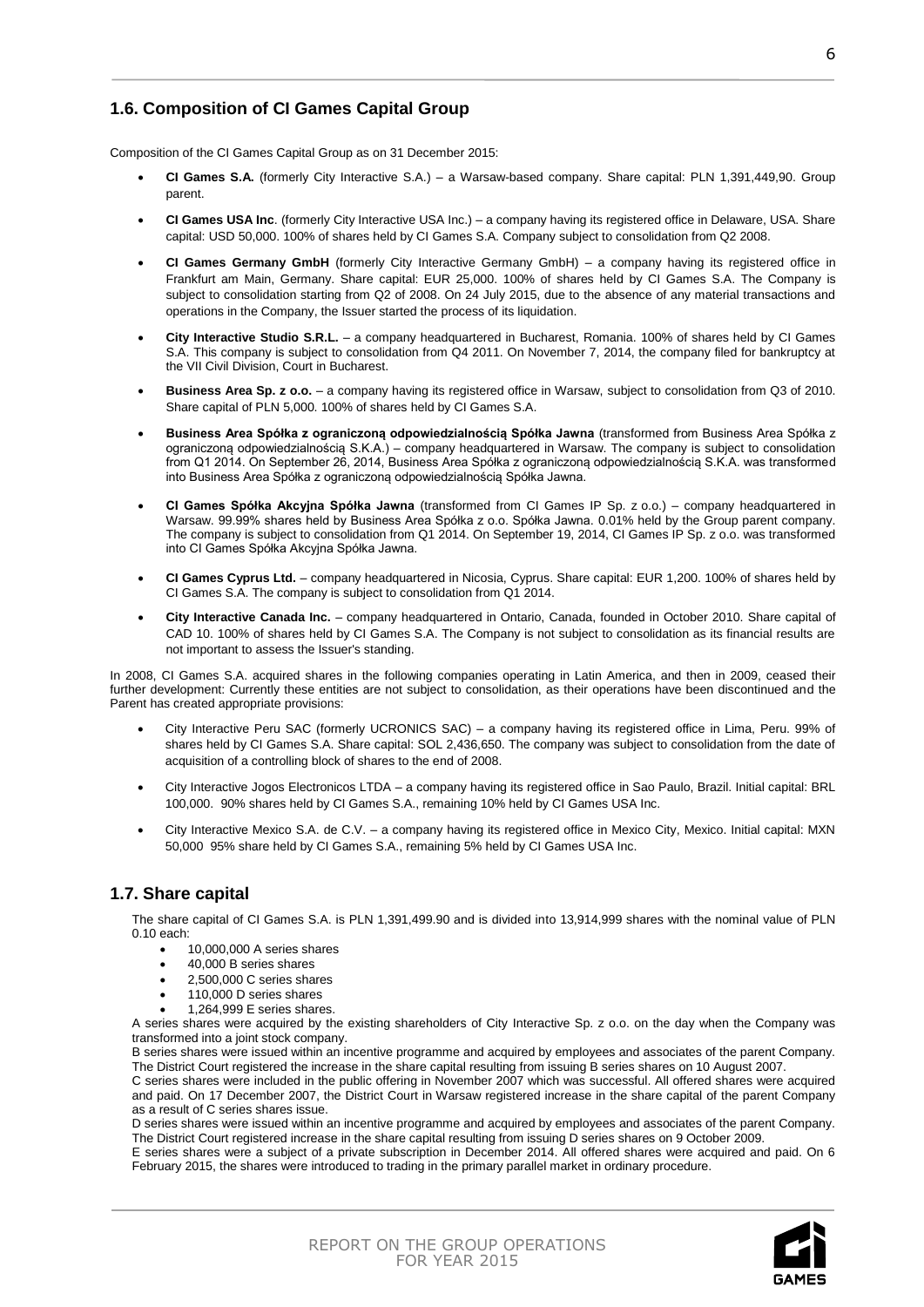## 1.6. Composition of CI Games Capital Group

Composition of the CI Games Capital Group as on 31 December 2015:

- **CI Games S.A.** (formerly City Interactive S.A.) – a Warsaw-based company. Share capital: PLN 1,391,449,90. Group parent.
- **CI Games USA Inc**. (formerly City Interactive USA Inc.) – a company having its registered office in Delaware, USA. Share capital: USD 50,000. 100% of shares held by CI Games S.A. Company subject to consolidation from Q2 2008.
- **CI Games Germany GmbH** (formerly City Interactive Germany GmbH) – a company having its registered office in Frankfurt am Main, Germany. Share capital: EUR 25,000. 100% of shares held by CI Games S.A. The Company is subject to consolidation starting from Q2 of 2008. On 24 July 2015, due to the absence of any material transactions and operations in the Company, the Issuer started the process of its liquidation.
- **City Interactive Studio S.R.L.** – a company headquartered in Bucharest, Romania. 100% of shares held by CI Games S.A. This company is subject to consolidation from Q4 2011. On November 7, 2014, the company filed for bankruptcy at the VII Civil Division, Court in Bucharest.
- **Business Area Sp. z o.o.** – a company having its registered office in Warsaw, subject to consolidation from Q3 of 2010. Share capital of PLN 5,000. 100% of shares held by CI Games S.A.
- **Business Area Spółka z ograniczoną odpowiedzialnością Spółka Jawna** (transformed from Business Area Spółka z ograniczoną odpowiedzialnością S.K.A.) – company headquartered in Warsaw. The company is subject to consolidation from Q1 2014. On September 26, 2014, Business Area Spółka z ograniczoną odpowiedzialnością S.K.A. was transformed into Business Area Spółka z ograniczoną odpowiedzialnością Spółka Jawna.
- **CI Games Spółka Akcyjna Spółka Jawna** (transformed from CI Games IP Sp. z o.o.) – company headquartered in Warsaw. 99.99% shares held by Business Area Spółka z o.o. Spółka Jawna. 0.01% held by the Group parent company. The company is subject to consolidation from Q1 2014. On September 19, 2014, CI Games IP Sp. z o.o. was transformed into CI Games Spółka Akcyjna Spółka Jawna.
- **CI Games Cyprus Ltd.** – company headquartered in Nicosia, Cyprus. Share capital: EUR 1,200. 100% of shares held by CI Games S.A. The company is subject to consolidation from Q1 2014.
- **City Interactive Canada Inc.** – company headquartered in Ontario, Canada, founded in October 2010. Share capital of CAD 10. 100% of shares held by CI Games S.A. The Company is not subject to consolidation as its financial results are not important to assess the Issuer's standing.

In 2008, CI Games S.A. acquired shares in the following companies operating in Latin America, and then in 2009, ceased their further development: Currently these entities are not subject to consolidation, as their operations have been discontinued and the Parent has created appropriate provisions:

- City Interactive Peru SAC (formerly UCRONICS SAC) – a company having its registered office in Lima, Peru. 99% of shares held by CI Games S.A. Share capital: SOL 2,436,650. The company was subject to consolidation from the date of acquisition of a controlling block of shares to the end of 2008.
- City Interactive Jogos Electronicos LTDA – a company having its registered office in Sao Paulo, Brazil. Initial capital: BRL 100,000. 90% shares held by CI Games S.A., remaining 10% held by CI Games USA Inc.
- City Interactive Mexico S.A. de C.V. – a company having its registered office in Mexico City, Mexico. Initial capital: MXN 50,000 95% share held by CI Games S.A., remaining 5% held by CI Games USA Inc.

## 1.7. Share capital

The share capital of CI Games S.A. is PLN 1,391,499.90 and is divided into 13,914,999 shares with the nominal value of PLN 0.10 each:

- 10,000,000 A series shares
- 40,000 B series shares
- 2,500,000 C series shares
- 110,000 D series shares
- 1,264,999 E series shares.

A series shares were acquired by the existing shareholders of City Interactive Sp. z o.o. on the day when the Company was transformed into a joint stock company.

B series shares were issued within an incentive programme and acquired by employees and associates of the parent Company. The District Court registered the increase in the share capital resulting from issuing B series shares on 10 August 2007.

C series shares were included in the public offering in November 2007 which was successful. All offered shares were acquired and paid. On 17 December 2007, the District Court in Warsaw registered increase in the share capital of the parent Company as a result of C series shares issue.

D series shares were issued within an incentive programme and acquired by employees and associates of the parent Company. The District Court registered increase in the share capital resulting from issuing D series shares on 9 October 2009.

E series shares were a subject of a private subscription in December 2014. All offered shares were acquired and paid. On 6 February 2015, the shares were introduced to trading in the primary parallel market in ordinary procedure.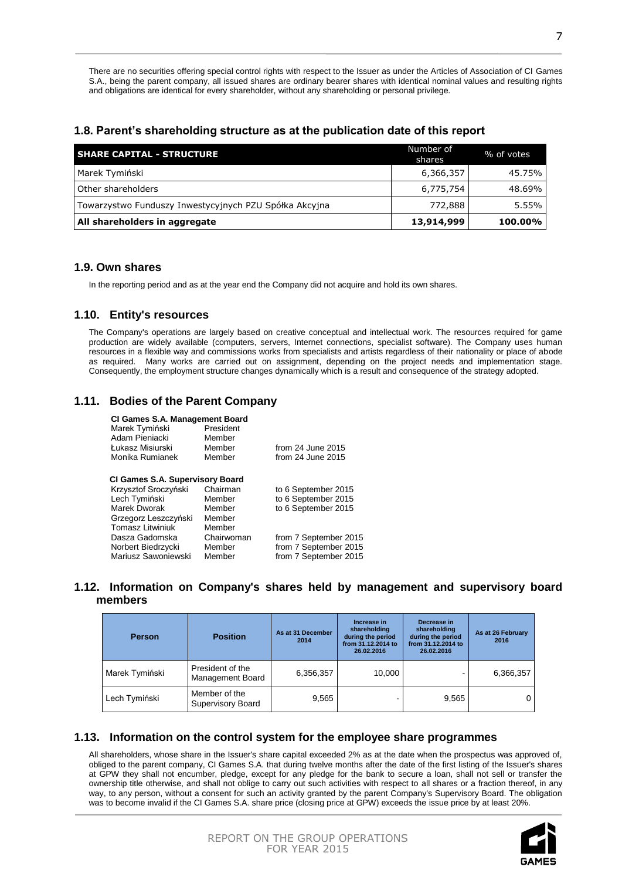There are no securities offering special control rights with respect to the Issuer as under the Articles of Association of CI Games S.A., being the parent company, all issued shares are ordinary bearer shares with identical nominal values and resulting rights and obligations are identical for every shareholder, without any shareholding or personal privilege.

## 1.8. Parent's shareholding structure as at the publication date of this report

| SHARE CAPITAL - STRUCTURE | Number of shares | % of votes |
|---|---|---|
| Marek Tymiński | 6,366,357 | 45.75% |
| Other shareholders | 6,775,754 | 48.69% |
| Towarzystwo Funduszy Inwestycyjnych PZU Spółka Akcyjna | 772,888 | 5.55% |
| **All shareholders in aggregate** | **13,914,999** | **100.00%** |

## 1.9. Own shares

In the reporting period and as at the year end the Company did not acquire and hold its own shares.

## 1.10. Entity's resources

The Company's operations are largely based on creative conceptual and intellectual work. The resources required for game production are widely available (computers, servers, Internet connections, specialist software). The Company uses human resources in a flexible way and commissions works from specialists and artists regardless of their nationality or place of abode as required. Many works are carried out on assignment, depending on the project needs and implementation stage. Consequently, the employment structure changes dynamically which is a result and consequence of the strategy adopted.

## 1.11. Bodies of the Parent Company

**CI Games S.A. Management Board**

| | | |
|---|---|---|
| Marek Tymiński | President | |
| Adam Pieniacki | Member | |
| Łukasz Misiurski | Member | from 24 June 2015 |
| Monika Rumianek | Member | from 24 June 2015 |

**CI Games S.A. Supervisory Board**

| | | |
|---|---|---|
| Krzysztof Sroczyński | Chairman | to 6 September 2015 |
| Lech Tymiński | Member | to 6 September 2015 |
| Marek Dworak | Member | to 6 September 2015 |
| Grzegorz Leszczyński | Member | |
| Tomasz Litwiniuk | Member | |
| Dasza Gadomska | Chairwoman | from 7 September 2015 |
| Norbert Biedrzycki | Member | from 7 September 2015 |
| Mariusz Sawoniewski | Member | from 7 September 2015 |

## 1.12. Information on Company's shares held by management and supervisory board members

| Person | Position | As at 31 December 2014 | Increase in shareholding during the period from 31.12.2014 to 26.02.2016 | Decrease in shareholding during the period from 31.12.2014 to 26.02.2016 | As at 26 February 2016 |
|---|---|---|---|---|---|
| Marek Tymiński | President of the Management Board | 6,356,357 | 10,000 | - | 6,366,357 |
| Lech Tymiński | Member of the Supervisory Board | 9,565 | - | 9,565 | 0 |

## 1.13. Information on the control system for the employee share programmes

All shareholders, whose share in the Issuer's share capital exceeded 2% as at the date when the prospectus was approved of, obliged to the parent company, CI Games S.A. that during twelve months after the date of the first listing of the Issuer's shares at GPW they shall not encumber, pledge, except for any pledge for the bank to secure a loan, shall not sell or transfer the ownership title otherwise, and shall not oblige to carry out such activities with respect to all shares or a fraction thereof, in any way, to any person, without a consent for such an activity granted by the parent Company's Supervisory Board. The obligation was to become invalid if the CI Games S.A. share price (closing price at GPW) exceeds the issue price by at least 20%.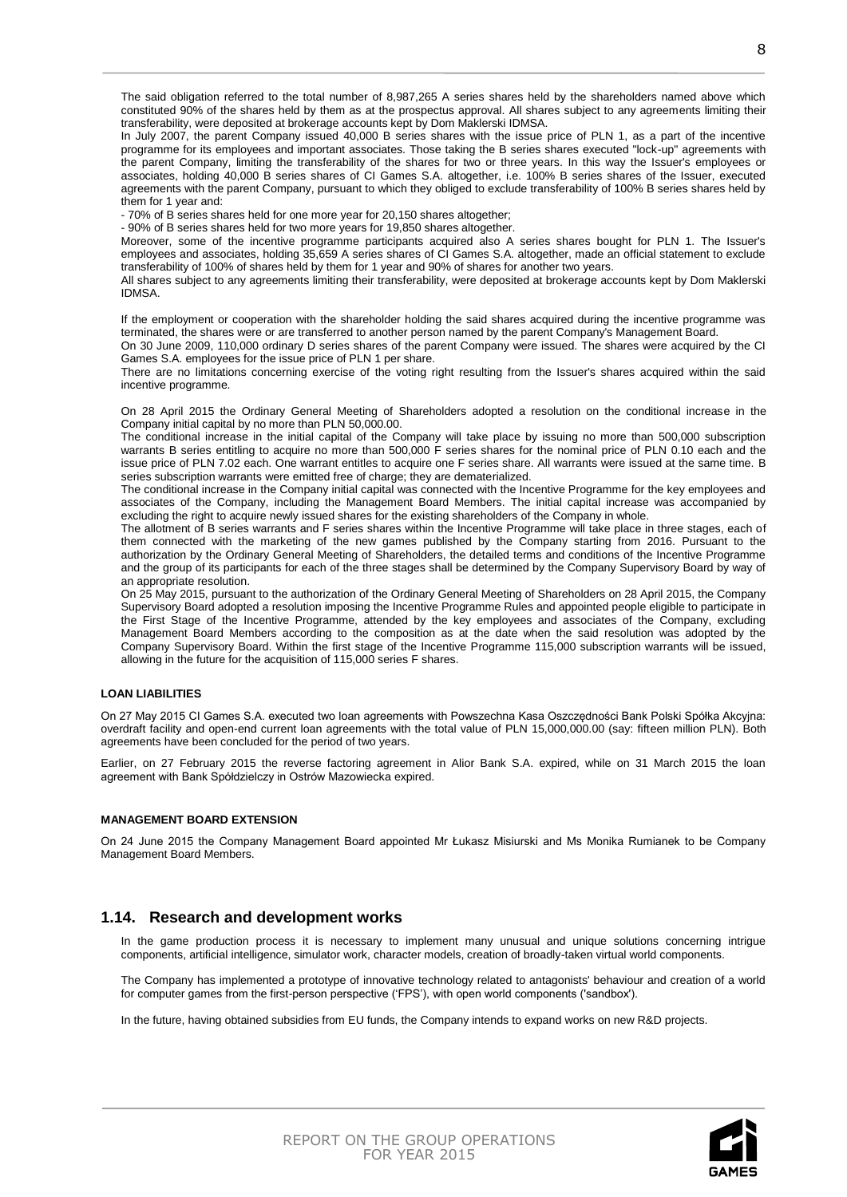The said obligation referred to the total number of 8,987,265 A series shares held by the shareholders named above which constituted 90% of the shares held by them as at the prospectus approval. All shares subject to any agreements limiting their transferability, were deposited at brokerage accounts kept by Dom Maklerski IDMSA.

In July 2007, the parent Company issued 40,000 B series shares with the issue price of PLN 1, as a part of the incentive programme for its employees and important associates. Those taking the B series shares executed "lock-up" agreements with the parent Company, limiting the transferability of the shares for two or three years. In this way the Issuer's employees or associates, holding 40,000 B series shares of CI Games S.A. altogether, i.e. 100% B series shares of the Issuer, executed agreements with the parent Company, pursuant to which they obliged to exclude transferability of 100% B series shares held by them for 1 year and:

- 70% of B series shares held for one more year for 20,150 shares altogether;
- 90% of B series shares held for two more years for 19,850 shares altogether.

Moreover, some of the incentive programme participants acquired also A series shares bought for PLN 1. The Issuer's employees and associates, holding 35,659 A series shares of CI Games S.A. altogether, made an official statement to exclude transferability of 100% of shares held by them for 1 year and 90% of shares for another two years.

All shares subject to any agreements limiting their transferability, were deposited at brokerage accounts kept by Dom Maklerski IDMSA.

If the employment or cooperation with the shareholder holding the said shares acquired during the incentive programme was terminated, the shares were or are transferred to another person named by the parent Company's Management Board.

On 30 June 2009, 110,000 ordinary D series shares of the parent Company were issued. The shares were acquired by the CI Games S.A. employees for the issue price of PLN 1 per share.

There are no limitations concerning exercise of the voting right resulting from the Issuer's shares acquired within the said incentive programme.

On 28 April 2015 the Ordinary General Meeting of Shareholders adopted a resolution on the conditional increase in the Company initial capital by no more than PLN 50,000.00.

The conditional increase in the initial capital of the Company will take place by issuing no more than 500,000 subscription warrants B series entitling to acquire no more than 500,000 F series shares for the nominal price of PLN 0.10 each and the issue price of PLN 7.02 each. One warrant entitles to acquire one F series share. All warrants were issued at the same time. B series subscription warrants were emitted free of charge; they are dematerialized.

The conditional increase in the Company initial capital was connected with the Incentive Programme for the key employees and associates of the Company, including the Management Board Members. The initial capital increase was accompanied by excluding the right to acquire newly issued shares for the existing shareholders of the Company in whole.

The allotment of B series warrants and F series shares within the Incentive Programme will take place in three stages, each of them connected with the marketing of the new games published by the Company starting from 2016. Pursuant to the authorization by the Ordinary General Meeting of Shareholders, the detailed terms and conditions of the Incentive Programme and the group of its participants for each of the three stages shall be determined by the Company Supervisory Board by way of an appropriate resolution.

On 25 May 2015, pursuant to the authorization of the Ordinary General Meeting of Shareholders on 28 April 2015, the Company Supervisory Board adopted a resolution imposing the Incentive Programme Rules and appointed people eligible to participate in the First Stage of the Incentive Programme, attended by the key employees and associates of the Company, excluding Management Board Members according to the composition as at the date when the said resolution was adopted by the Company Supervisory Board. Within the first stage of the Incentive Programme 115,000 subscription warrants will be issued, allowing in the future for the acquisition of 115,000 series F shares.

**LOAN LIABILITIES**

On 27 May 2015 CI Games S.A. executed two loan agreements with Powszechna Kasa Oszczędności Bank Polski Spółka Akcyjna: overdraft facility and open-end current loan agreements with the total value of PLN 15,000,000.00 (say: fifteen million PLN). Both agreements have been concluded for the period of two years.

Earlier, on 27 February 2015 the reverse factoring agreement in Alior Bank S.A. expired, while on 31 March 2015 the loan agreement with Bank Spółdzielczy in Ostrów Mazowiecka expired.

**MANAGEMENT BOARD EXTENSION**

On 24 June 2015 the Company Management Board appointed Mr Łukasz Misiurski and Ms Monika Rumianek to be Company Management Board Members.

## 1.14. Research and development works

In the game production process it is necessary to implement many unusual and unique solutions concerning intrigue components, artificial intelligence, simulator work, character models, creation of broadly-taken virtual world components.

The Company has implemented a prototype of innovative technology related to antagonists' behaviour and creation of a world for computer games from the first-person perspective ('FPS'), with open world components ('sandbox').

In the future, having obtained subsidies from EU funds, the Company intends to expand works on new R&D projects.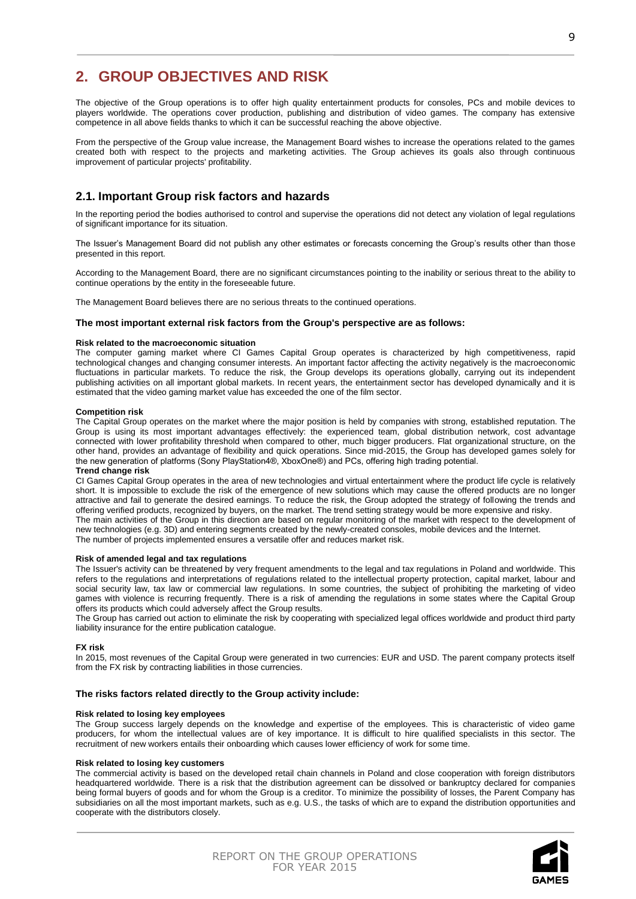## 2. GROUP OBJECTIVES AND RISK

The objective of the Group operations is to offer high quality entertainment products for consoles, PCs and mobile devices to players worldwide. The operations cover production, publishing and distribution of video games. The company has extensive competence in all above fields thanks to which it can be successful reaching the above objective.

From the perspective of the Group value increase, the Management Board wishes to increase the operations related to the games created both with respect to the projects and marketing activities. The Group achieves its goals also through continuous improvement of particular projects' profitability.

### 2.1. Important Group risk factors and hazards

In the reporting period the bodies authorised to control and supervise the operations did not detect any violation of legal regulations of significant importance for its situation.

The Issuer's Management Board did not publish any other estimates or forecasts concerning the Group's results other than those presented in this report.

According to the Management Board, there are no significant circumstances pointing to the inability or serious threat to the ability to continue operations by the entity in the foreseeable future.

The Management Board believes there are no serious threats to the continued operations.

#### The most important external risk factors from the Group's perspective are as follows:

**Risk related to the macroeconomic situation**
The computer gaming market where CI Games Capital Group operates is characterized by high competitiveness, rapid technological changes and changing consumer interests. An important factor affecting the activity negatively is the macroeconomic fluctuations in particular markets. To reduce the risk, the Group develops its operations globally, carrying out its independent publishing activities on all important global markets. In recent years, the entertainment sector has developed dynamically and it is estimated that the video gaming market value has exceeded the one of the film sector.

**Competition risk**
The Capital Group operates on the market where the major position is held by companies with strong, established reputation. The Group is using its most important advantages effectively: the experienced team, global distribution network, cost advantage connected with lower profitability threshold when compared to other, much bigger producers. Flat organizational structure, on the other hand, provides an advantage of flexibility and quick operations. Since mid-2015, the Group has developed games solely for the new generation of platforms (Sony PlayStation4®, XboxOne®) and PCs, offering high trading potential.

**Trend change risk**
CI Games Capital Group operates in the area of new technologies and virtual entertainment where the product life cycle is relatively short. It is impossible to exclude the risk of the emergence of new solutions which may cause the offered products are no longer attractive and fail to generate the desired earnings. To reduce the risk, the Group adopted the strategy of following the trends and offering verified products, recognized by buyers, on the market. The trend setting strategy would be more expensive and risky.
The main activities of the Group in this direction are based on regular monitoring of the market with respect to the development of new technologies (e.g. 3D) and entering segments created by the newly-created consoles, mobile devices and the Internet.
The number of projects implemented ensures a versatile offer and reduces market risk.

**Risk of amended legal and tax regulations**
The Issuer's activity can be threatened by very frequent amendments to the legal and tax regulations in Poland and worldwide. This refers to the regulations and interpretations of regulations related to the intellectual property protection, capital market, labour and social security law, tax law or commercial law regulations. In some countries, the subject of prohibiting the marketing of video games with violence is recurring frequently. There is a risk of amending the regulations in some states where the Capital Group offers its products which could adversely affect the Group results.
The Group has carried out action to eliminate the risk by cooperating with specialized legal offices worldwide and product third party liability insurance for the entire publication catalogue.

**FX risk**
In 2015, most revenues of the Capital Group were generated in two currencies: EUR and USD. The parent company protects itself from the FX risk by contracting liabilities in those currencies.

#### The risks factors related directly to the Group activity include:

**Risk related to losing key employees**
The Group success largely depends on the knowledge and expertise of the employees. This is characteristic of video game producers, for whom the intellectual values are of key importance. It is difficult to hire qualified specialists in this sector. The recruitment of new workers entails their onboarding which causes lower efficiency of work for some time.

**Risk related to losing key customers**
The commercial activity is based on the developed retail chain channels in Poland and close cooperation with foreign distributors headquartered worldwide. There is a risk that the distribution agreement can be dissolved or bankruptcy declared for companies being formal buyers of goods and for whom the Group is a creditor. To minimize the possibility of losses, the Parent Company has subsidiaries on all the most important markets, such as e.g. U.S., the tasks of which are to expand the distribution opportunities and cooperate with the distributors closely.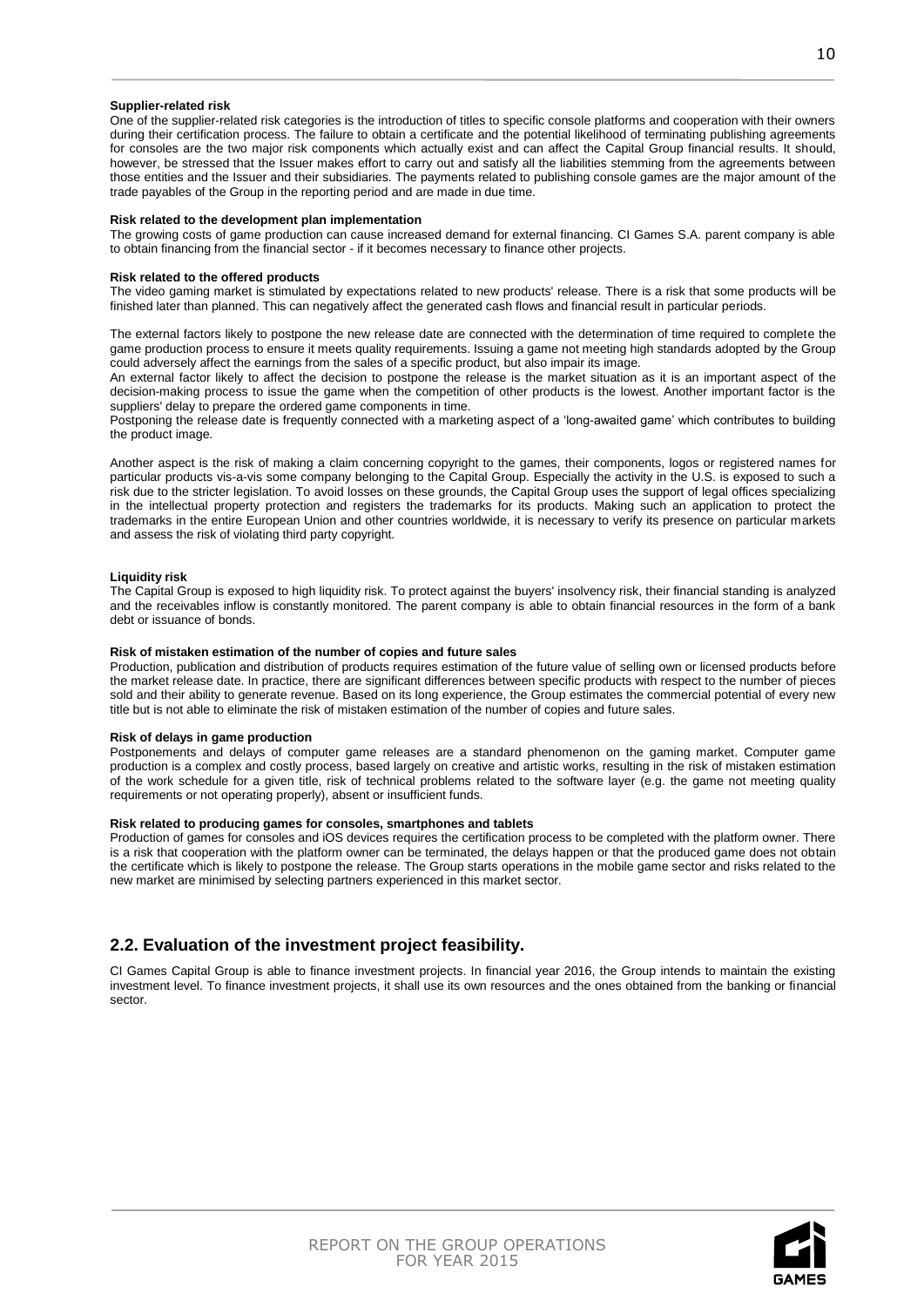**Supplier-related risk**

One of the supplier-related risk categories is the introduction of titles to specific console platforms and cooperation with their owners during their certification process. The failure to obtain a certificate and the potential likelihood of terminating publishing agreements for consoles are the two major risk components which actually exist and can affect the Capital Group financial results. It should, however, be stressed that the Issuer makes effort to carry out and satisfy all the liabilities stemming from the agreements between those entities and the Issuer and their subsidiaries. The payments related to publishing console games are the major amount of the trade payables of the Group in the reporting period and are made in due time.

**Risk related to the development plan implementation**

The growing costs of game production can cause increased demand for external financing. CI Games S.A. parent company is able to obtain financing from the financial sector - if it becomes necessary to finance other projects.

**Risk related to the offered products**

The video gaming market is stimulated by expectations related to new products' release. There is a risk that some products will be finished later than planned. This can negatively affect the generated cash flows and financial result in particular periods.

The external factors likely to postpone the new release date are connected with the determination of time required to complete the game production process to ensure it meets quality requirements. Issuing a game not meeting high standards adopted by the Group could adversely affect the earnings from the sales of a specific product, but also impair its image.

An external factor likely to affect the decision to postpone the release is the market situation as it is an important aspect of the decision-making process to issue the game when the competition of other products is the lowest. Another important factor is the suppliers' delay to prepare the ordered game components in time.

Postponing the release date is frequently connected with a marketing aspect of a 'long-awaited game' which contributes to building the product image.

Another aspect is the risk of making a claim concerning copyright to the games, their components, logos or registered names for particular products vis-a-vis some company belonging to the Capital Group. Especially the activity in the U.S. is exposed to such a risk due to the stricter legislation. To avoid losses on these grounds, the Capital Group uses the support of legal offices specializing in the intellectual property protection and registers the trademarks for its products. Making such an application to protect the trademarks in the entire European Union and other countries worldwide, it is necessary to verify its presence on particular markets and assess the risk of violating third party copyright.

**Liquidity risk**

The Capital Group is exposed to high liquidity risk. To protect against the buyers' insolvency risk, their financial standing is analyzed and the receivables inflow is constantly monitored. The parent company is able to obtain financial resources in the form of a bank debt or issuance of bonds.

**Risk of mistaken estimation of the number of copies and future sales**

Production, publication and distribution of products requires estimation of the future value of selling own or licensed products before the market release date. In practice, there are significant differences between specific products with respect to the number of pieces sold and their ability to generate revenue. Based on its long experience, the Group estimates the commercial potential of every new title but is not able to eliminate the risk of mistaken estimation of the number of copies and future sales.

**Risk of delays in game production**

Postponements and delays of computer game releases are a standard phenomenon on the gaming market. Computer game production is a complex and costly process, based largely on creative and artistic works, resulting in the risk of mistaken estimation of the work schedule for a given title, risk of technical problems related to the software layer (e.g. the game not meeting quality requirements or not operating properly), absent or insufficient funds.

**Risk related to producing games for consoles, smartphones and tablets**

Production of games for consoles and iOS devices requires the certification process to be completed with the platform owner. There is a risk that cooperation with the platform owner can be terminated, the delays happen or that the produced game does not obtain the certificate which is likely to postpone the release. The Group starts operations in the mobile game sector and risks related to the new market are minimised by selecting partners experienced in this market sector.

## 2.2. Evaluation of the investment project feasibility.

CI Games Capital Group is able to finance investment projects. In financial year 2016, the Group intends to maintain the existing investment level. To finance investment projects, it shall use its own resources and the ones obtained from the banking or financial sector.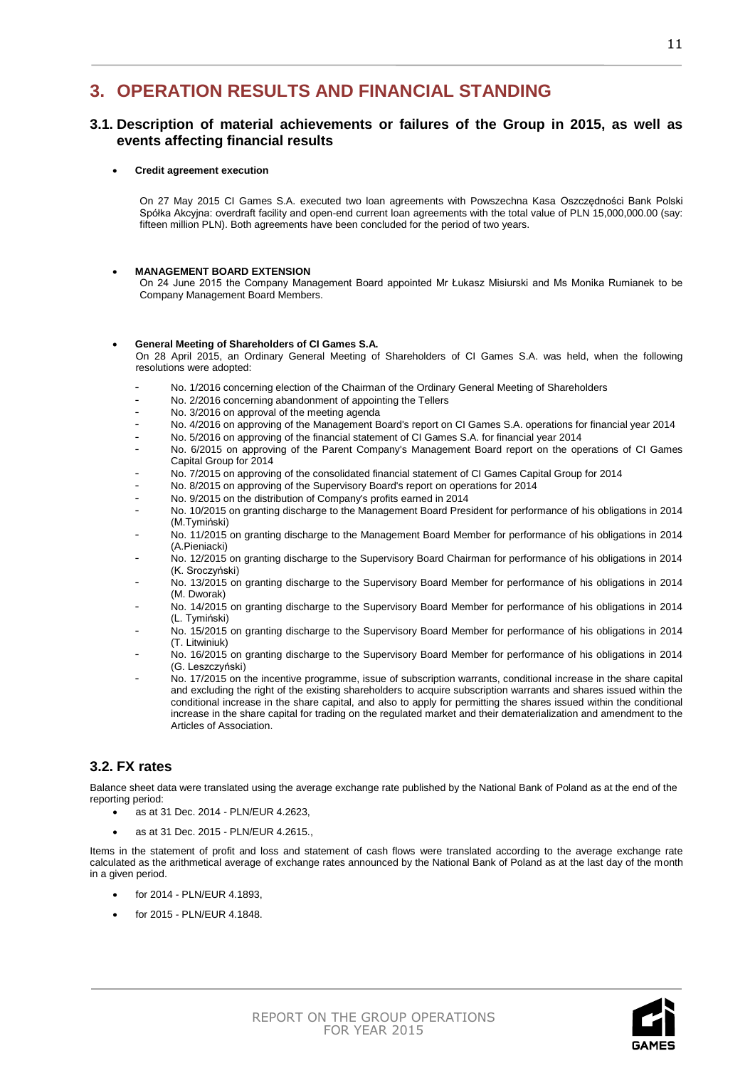# 3. OPERATION RESULTS AND FINANCIAL STANDING

## 3.1. Description of material achievements or failures of the Group in 2015, as well as events affecting financial results

- **Credit agreement execution**

  On 27 May 2015 CI Games S.A. executed two loan agreements with Powszechna Kasa Oszczędności Bank Polski Spółka Akcyjna: overdraft facility and open-end current loan agreements with the total value of PLN 15,000,000.00 (say: fifteen million PLN). Both agreements have been concluded for the period of two years.

- **MANAGEMENT BOARD EXTENSION**

  On 24 June 2015 the Company Management Board appointed Mr Łukasz Misiurski and Ms Monika Rumianek to be Company Management Board Members.

- **General Meeting of Shareholders of CI Games S.A.**

  On 28 April 2015, an Ordinary General Meeting of Shareholders of CI Games S.A. was held, when the following resolutions were adopted:

  - No. 1/2016 concerning election of the Chairman of the Ordinary General Meeting of Shareholders
  - No. 2/2016 concerning abandonment of appointing the Tellers
  - No. 3/2016 on approval of the meeting agenda
  - No. 4/2016 on approving of the Management Board's report on CI Games S.A. operations for financial year 2014
  - No. 5/2016 on approving of the financial statement of CI Games S.A. for financial year 2014
  - No. 6/2015 on approving of the Parent Company's Management Board report on the operations of CI Games Capital Group for 2014
  - No. 7/2015 on approving of the consolidated financial statement of CI Games Capital Group for 2014
  - No. 8/2015 on approving of the Supervisory Board's report on operations for 2014
  - No. 9/2015 on the distribution of Company's profits earned in 2014
  - No. 10/2015 on granting discharge to the Management Board President for performance of his obligations in 2014 (M.Tymiński)
  - No. 11/2015 on granting discharge to the Management Board Member for performance of his obligations in 2014 (A.Pieniacki)
  - No. 12/2015 on granting discharge to the Supervisory Board Chairman for performance of his obligations in 2014 (K. Sroczyński)
  - No. 13/2015 on granting discharge to the Supervisory Board Member for performance of his obligations in 2014 (M. Dworak)
  - No. 14/2015 on granting discharge to the Supervisory Board Member for performance of his obligations in 2014 (L. Tymiński)
  - No. 15/2015 on granting discharge to the Supervisory Board Member for performance of his obligations in 2014 (T. Litwiniuk)
  - No. 16/2015 on granting discharge to the Supervisory Board Member for performance of his obligations in 2014 (G. Leszczyński)
  - No. 17/2015 on the incentive programme, issue of subscription warrants, conditional increase in the share capital and excluding the right of the existing shareholders to acquire subscription warrants and shares issued within the conditional increase in the share capital, and also to apply for permitting the shares issued within the conditional increase in the share capital for trading on the regulated market and their dematerialization and amendment to the Articles of Association.

## 3.2. FX rates

Balance sheet data were translated using the average exchange rate published by the National Bank of Poland as at the end of the reporting period:

- as at 31 Dec. 2014 - PLN/EUR 4.2623,
- as at 31 Dec. 2015 - PLN/EUR 4.2615.,

Items in the statement of profit and loss and statement of cash flows were translated according to the average exchange rate calculated as the arithmetical average of exchange rates announced by the National Bank of Poland as at the last day of the month in a given period.

- for 2014 - PLN/EUR 4.1893,
- for 2015 - PLN/EUR 4.1848.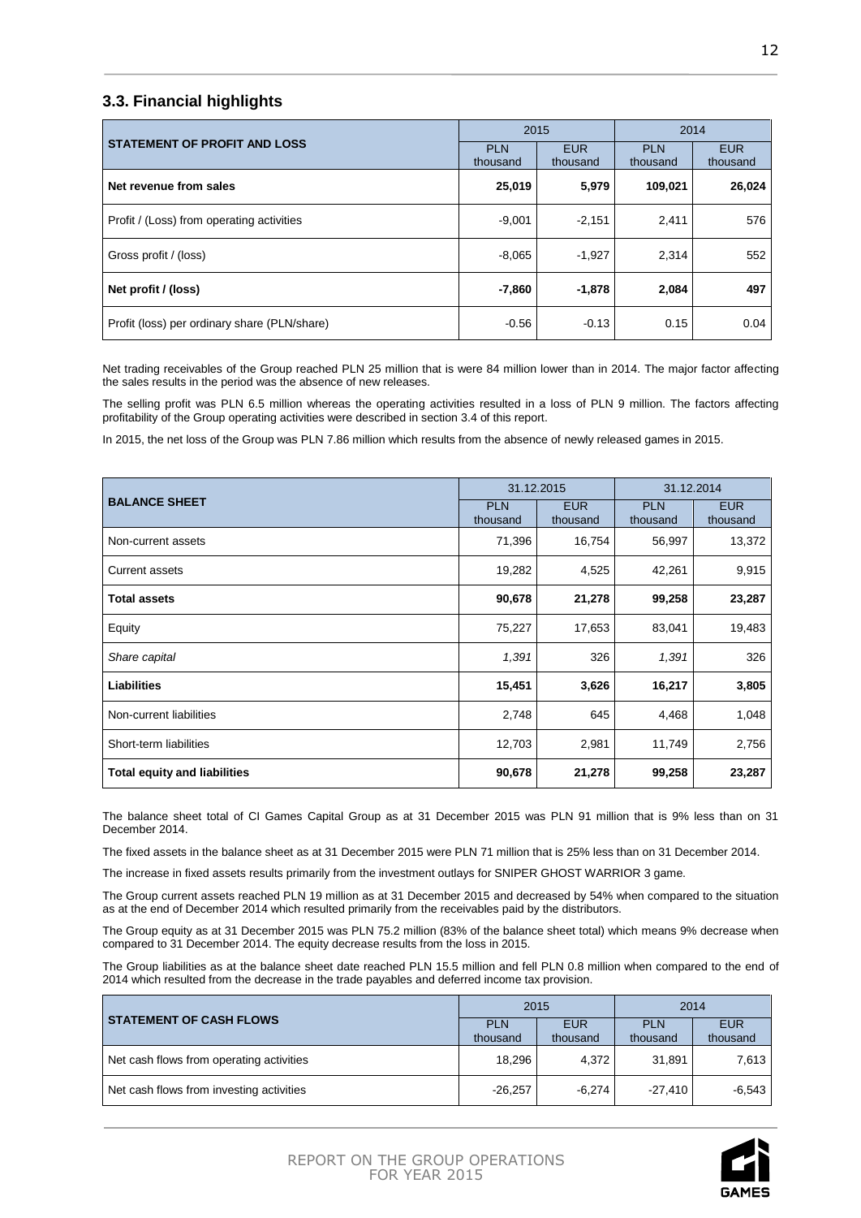### 3.3. Financial highlights

| STATEMENT OF PROFIT AND LOSS | 2015 | | 2014 | |
|---|---|---|---|---|
| | PLN thousand | EUR thousand | PLN thousand | EUR thousand |
| **Net revenue from sales** | **25,019** | **5,979** | **109,021** | **26,024** |
| Profit / (Loss) from operating activities | -9,001 | -2,151 | 2,411 | 576 |
| Gross profit / (loss) | -8,065 | -1,927 | 2,314 | 552 |
| **Net profit / (loss)** | **-7,860** | **-1,878** | **2,084** | **497** |
| Profit (loss) per ordinary share (PLN/share) | -0.56 | -0.13 | 0.15 | 0.04 |

Net trading receivables of the Group reached PLN 25 million that is were 84 million lower than in 2014. The major factor affecting the sales results in the period was the absence of new releases.

The selling profit was PLN 6.5 million whereas the operating activities resulted in a loss of PLN 9 million. The factors affecting profitability of the Group operating activities were described in section 3.4 of this report.

In 2015, the net loss of the Group was PLN 7.86 million which results from the absence of newly released games in 2015.

| BALANCE SHEET | 31.12.2015 | | 31.12.2014 | |
|---|---|---|---|---|
| | PLN thousand | EUR thousand | PLN thousand | EUR thousand |
| Non-current assets | 71,396 | 16,754 | 56,997 | 13,372 |
| Current assets | 19,282 | 4,525 | 42,261 | 9,915 |
| **Total assets** | **90,678** | **21,278** | **99,258** | **23,287** |
| Equity | 75,227 | 17,653 | 83,041 | 19,483 |
| *Share capital* | *1,391* | 326 | *1,391* | 326 |
| **Liabilities** | **15,451** | **3,626** | **16,217** | **3,805** |
| Non-current liabilities | 2,748 | 645 | 4,468 | 1,048 |
| Short-term liabilities | 12,703 | 2,981 | 11,749 | 2,756 |
| **Total equity and liabilities** | **90,678** | **21,278** | **99,258** | **23,287** |

The balance sheet total of CI Games Capital Group as at 31 December 2015 was PLN 91 million that is 9% less than on 31 December 2014.

The fixed assets in the balance sheet as at 31 December 2015 were PLN 71 million that is 25% less than on 31 December 2014.

The increase in fixed assets results primarily from the investment outlays for SNIPER GHOST WARRIOR 3 game.

The Group current assets reached PLN 19 million as at 31 December 2015 and decreased by 54% when compared to the situation as at the end of December 2014 which resulted primarily from the receivables paid by the distributors.

The Group equity as at 31 December 2015 was PLN 75.2 million (83% of the balance sheet total) which means 9% decrease when compared to 31 December 2014. The equity decrease results from the loss in 2015.

The Group liabilities as at the balance sheet date reached PLN 15.5 million and fell PLN 0.8 million when compared to the end of 2014 which resulted from the decrease in the trade payables and deferred income tax provision.

| STATEMENT OF CASH FLOWS | 2015 | | 2014 | |
|---|---|---|---|---|
| | PLN thousand | EUR thousand | PLN thousand | EUR thousand |
| Net cash flows from operating activities | 18,296 | 4,372 | 31,891 | 7,613 |
| Net cash flows from investing activities | -26,257 | -6,274 | -27,410 | -6,543 |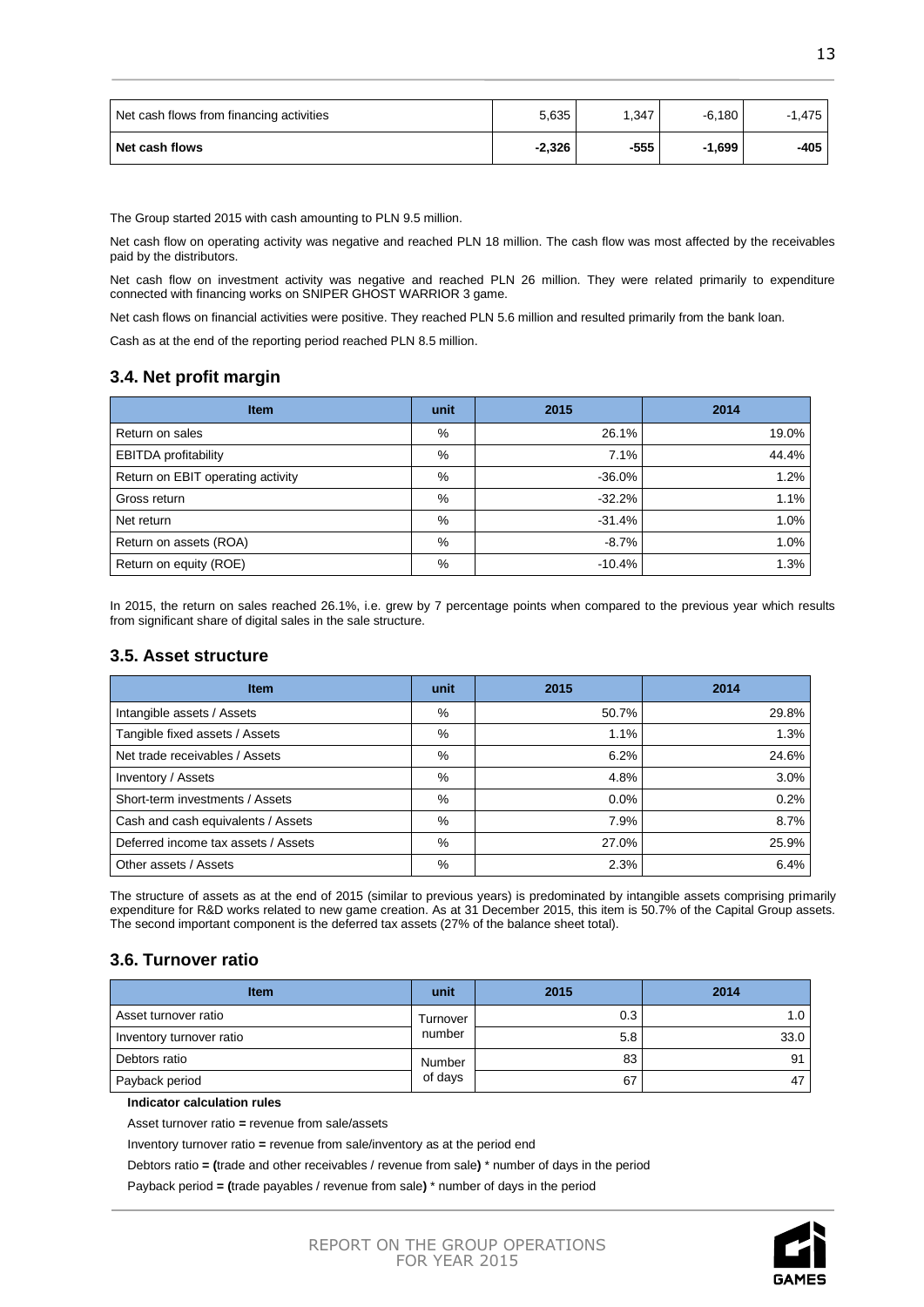| Net cash flows from financing activities | 5,635 | 1,347 | -6,180 | -1,475 |
|---|---|---|---|---|
| **Net cash flows** | **-2,326** | **-555** | **-1,699** | **-405** |

The Group started 2015 with cash amounting to PLN 9.5 million.

Net cash flow on operating activity was negative and reached PLN 18 million. The cash flow was most affected by the receivables paid by the distributors.

Net cash flow on investment activity was negative and reached PLN 26 million. They were related primarily to expenditure connected with financing works on SNIPER GHOST WARRIOR 3 game.

Net cash flows on financial activities were positive. They reached PLN 5.6 million and resulted primarily from the bank loan.

Cash as at the end of the reporting period reached PLN 8.5 million.

## 3.4. Net profit margin

| Item | unit | 2015 | 2014 |
|---|---|---|---|
| Return on sales | % | 26.1% | 19.0% |
| EBITDA profitability | % | 7.1% | 44.4% |
| Return on EBIT operating activity | % | -36.0% | 1.2% |
| Gross return | % | -32.2% | 1.1% |
| Net return | % | -31.4% | 1.0% |
| Return on assets (ROA) | % | -8.7% | 1.0% |
| Return on equity (ROE) | % | -10.4% | 1.3% |

In 2015, the return on sales reached 26.1%, i.e. grew by 7 percentage points when compared to the previous year which results from significant share of digital sales in the sale structure.

## 3.5. Asset structure

| Item | unit | 2015 | 2014 |
|---|---|---|---|
| Intangible assets / Assets | % | 50.7% | 29.8% |
| Tangible fixed assets / Assets | % | 1.1% | 1.3% |
| Net trade receivables / Assets | % | 6.2% | 24.6% |
| Inventory / Assets | % | 4.8% | 3.0% |
| Short-term investments / Assets | % | 0.0% | 0.2% |
| Cash and cash equivalents / Assets | % | 7.9% | 8.7% |
| Deferred income tax assets / Assets | % | 27.0% | 25.9% |
| Other assets / Assets | % | 2.3% | 6.4% |

The structure of assets as at the end of 2015 (similar to previous years) is predominated by intangible assets comprising primarily expenditure for R&D works related to new game creation. As at 31 December 2015, this item is 50.7% of the Capital Group assets. The second important component is the deferred tax assets (27% of the balance sheet total).

## 3.6. Turnover ratio

| Item | unit | 2015 | 2014 |
|---|---|---|---|
| Asset turnover ratio | Turnover number | 0.3 | 1.0 |
| Inventory turnover ratio | | 5.8 | 33.0 |
| Debtors ratio | Number of days | 83 | 91 |
| Payback period | | 67 | 47 |

**Indicator calculation rules**

Asset turnover ratio **=** revenue from sale/assets

Inventory turnover ratio **=** revenue from sale/inventory as at the period end

Debtors ratio **= (**trade and other receivables / revenue from sale**)** * number of days in the period

Payback period **= (**trade payables / revenue from sale**)** * number of days in the period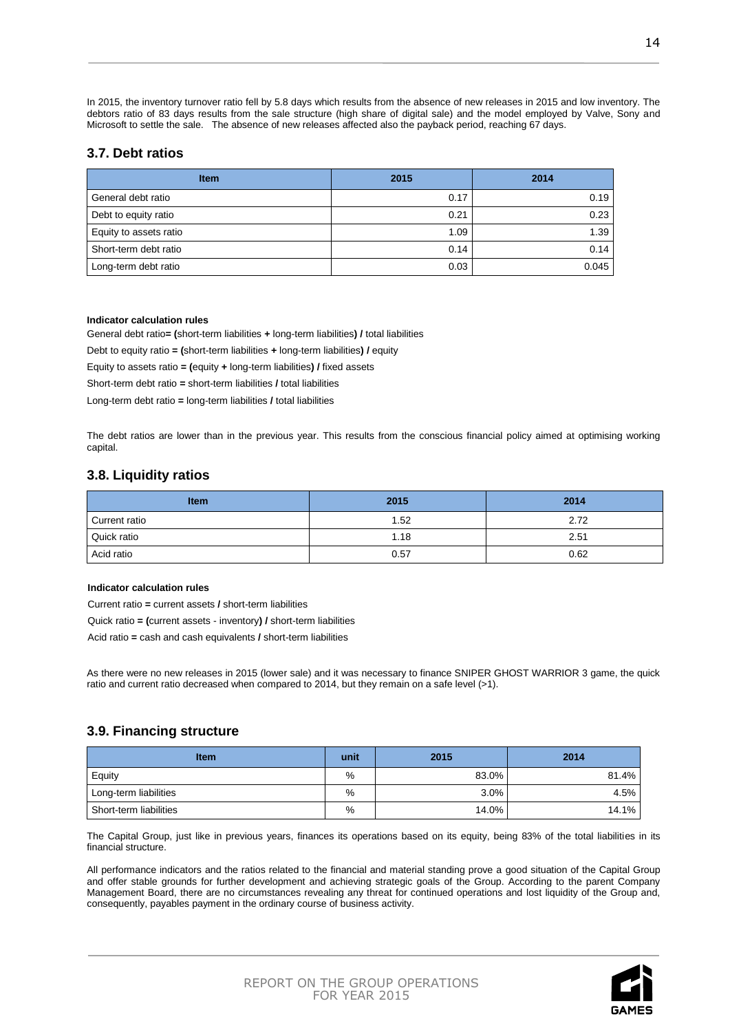In 2015, the inventory turnover ratio fell by 5.8 days which results from the absence of new releases in 2015 and low inventory. The debtors ratio of 83 days results from the sale structure (high share of digital sale) and the model employed by Valve, Sony and Microsoft to settle the sale. The absence of new releases affected also the payback period, reaching 67 days.

## 3.7. Debt ratios

| Item | 2015 | 2014 |
|---|---|---|
| General debt ratio | 0.17 | 0.19 |
| Debt to equity ratio | 0.21 | 0.23 |
| Equity to assets ratio | 1.09 | 1.39 |
| Short-term debt ratio | 0.14 | 0.14 |
| Long-term debt ratio | 0.03 | 0.045 |

**Indicator calculation rules**

General debt ratio**= (**short-term liabilities **+** long-term liabilities**) /** total liabilities

Debt to equity ratio **= (**short-term liabilities **+** long-term liabilities**) /** equity

Equity to assets ratio **= (**equity **+** long-term liabilities**) /** fixed assets

Short-term debt ratio **=** short-term liabilities **/** total liabilities

Long-term debt ratio **=** long-term liabilities **/** total liabilities

The debt ratios are lower than in the previous year. This results from the conscious financial policy aimed at optimising working capital.

## 3.8. Liquidity ratios

| Item | 2015 | 2014 |
|---|---|---|
| Current ratio | 1.52 | 2.72 |
| Quick ratio | 1.18 | 2.51 |
| Acid ratio | 0.57 | 0.62 |

**Indicator calculation rules**

Current ratio **=** current assets **/** short-term liabilities

Quick ratio **= (**current assets - inventory**) /** short-term liabilities

Acid ratio **=** cash and cash equivalents **/** short-term liabilities

As there were no new releases in 2015 (lower sale) and it was necessary to finance SNIPER GHOST WARRIOR 3 game, the quick ratio and current ratio decreased when compared to 2014, but they remain on a safe level (>1).

## 3.9. Financing structure

| Item | unit | 2015 | 2014 |
|---|---|---|---|
| Equity | % | 83.0% | 81.4% |
| Long-term liabilities | % | 3.0% | 4.5% |
| Short-term liabilities | % | 14.0% | 14.1% |

The Capital Group, just like in previous years, finances its operations based on its equity, being 83% of the total liabilities in its financial structure.

All performance indicators and the ratios related to the financial and material standing prove a good situation of the Capital Group and offer stable grounds for further development and achieving strategic goals of the Group. According to the parent Company Management Board, there are no circumstances revealing any threat for continued operations and lost liquidity of the Group and, consequently, payables payment in the ordinary course of business activity.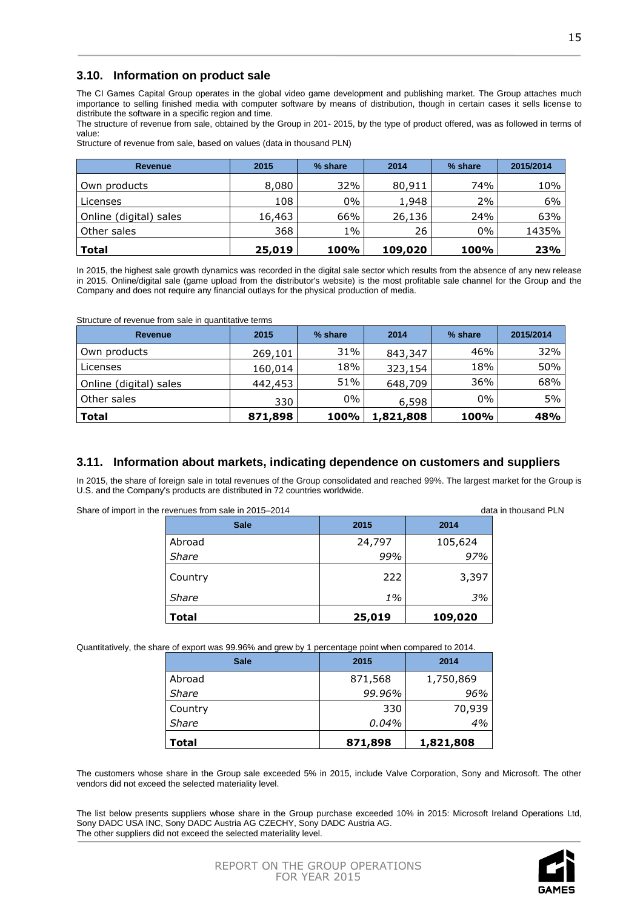## 3.10. Information on product sale

The CI Games Capital Group operates in the global video game development and publishing market. The Group attaches much importance to selling finished media with computer software by means of distribution, though in certain cases it sells license to distribute the software in a specific region and time.

The structure of revenue from sale, obtained by the Group in 201- 2015, by the type of product offered, was as followed in terms of value:

Structure of revenue from sale, based on values (data in thousand PLN)

| Revenue | 2015 | % share | 2014 | % share | 2015/2014 |
|---|---|---|---|---|---|
| Own products | 8,080 | 32% | 80,911 | 74% | 10% |
| Licenses | 108 | 0% | 1,948 | 2% | 6% |
| Online (digital) sales | 16,463 | 66% | 26,136 | 24% | 63% |
| Other sales | 368 | 1% | 26 | 0% | 1435% |
| **Total** | **25,019** | **100%** | **109,020** | **100%** | **23%** |

In 2015, the highest sale growth dynamics was recorded in the digital sale sector which results from the absence of any new release in 2015. Online/digital sale (game upload from the distributor's website) is the most profitable sale channel for the Group and the Company and does not require any financial outlays for the physical production of media.

Structure of revenue from sale in quantitative terms

| Revenue | 2015 | % share | 2014 | % share | 2015/2014 |
|---|---|---|---|---|---|
| Own products | 269,101 | 31% | 843,347 | 46% | 32% |
| Licenses | 160,014 | 18% | 323,154 | 18% | 50% |
| Online (digital) sales | 442,453 | 51% | 648,709 | 36% | 68% |
| Other sales | 330 | 0% | 6,598 | 0% | 5% |
| **Total** | **871,898** | **100%** | **1,821,808** | **100%** | **48%** |

## 3.11. Information about markets, indicating dependence on customers and suppliers

In 2015, the share of foreign sale in total revenues of the Group consolidated and reached 99%. The largest market for the Group is U.S. and the Company's products are distributed in 72 countries worldwide.

Share of import in the revenues from sale in 2015–2014 — data in thousand PLN

| Sale | 2015 | 2014 |
|---|---|---|
| Abroad | 24,797 | 105,624 |
| *Share* | *99%* | *97%* |
| Country | 222 | 3,397 |
| *Share* | *1%* | *3%* |
| **Total** | **25,019** | **109,020** |

Quantitatively, the share of export was 99.96% and grew by 1 percentage point when compared to 2014.

| Sale | 2015 | 2014 |
|---|---|---|
| Abroad | 871,568 | 1,750,869 |
| *Share* | *99.96%* | *96%* |
| Country | 330 | 70,939 |
| *Share* | *0.04%* | *4%* |
| **Total** | **871,898** | **1,821,808** |

The customers whose share in the Group sale exceeded 5% in 2015, include Valve Corporation, Sony and Microsoft. The other vendors did not exceed the selected materiality level.

The list below presents suppliers whose share in the Group purchase exceeded 10% in 2015: Microsoft Ireland Operations Ltd, Sony DADC USA INC, Sony DADC Austria AG CZECHY, Sony DADC Austria AG.
The other suppliers did not exceed the selected materiality level.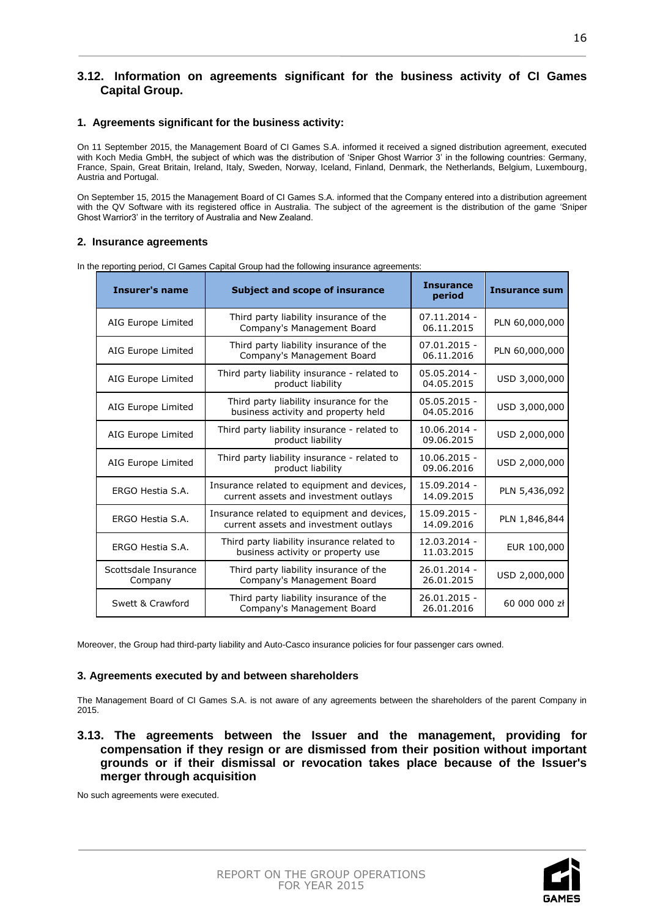## 3.12. Information on agreements significant for the business activity of CI Games Capital Group.

### 1. Agreements significant for the business activity:

On 11 September 2015, the Management Board of CI Games S.A. informed it received a signed distribution agreement, executed with Koch Media GmbH, the subject of which was the distribution of 'Sniper Ghost Warrior 3' in the following countries: Germany, France, Spain, Great Britain, Ireland, Italy, Sweden, Norway, Iceland, Finland, Denmark, the Netherlands, Belgium, Luxembourg, Austria and Portugal.

On September 15, 2015 the Management Board of CI Games S.A. informed that the Company entered into a distribution agreement with the QV Software with its registered office in Australia. The subject of the agreement is the distribution of the game 'Sniper Ghost Warrior3' in the territory of Australia and New Zealand.

### 2. Insurance agreements

In the reporting period, CI Games Capital Group had the following insurance agreements:

| Insurer's name | Subject and scope of insurance | Insurance period | Insurance sum |
|---|---|---|---|
| AIG Europe Limited | Third party liability insurance of the Company's Management Board | 07.11.2014 - 06.11.2015 | PLN 60,000,000 |
| AIG Europe Limited | Third party liability insurance of the Company's Management Board | 07.01.2015 - 06.11.2016 | PLN 60,000,000 |
| AIG Europe Limited | Third party liability insurance - related to product liability | 05.05.2014 - 04.05.2015 | USD 3,000,000 |
| AIG Europe Limited | Third party liability insurance for the business activity and property held | 05.05.2015 - 04.05.2016 | USD 3,000,000 |
| AIG Europe Limited | Third party liability insurance - related to product liability | 10.06.2014 - 09.06.2015 | USD 2,000,000 |
| AIG Europe Limited | Third party liability insurance - related to product liability | 10.06.2015 - 09.06.2016 | USD 2,000,000 |
| ERGO Hestia S.A. | Insurance related to equipment and devices, current assets and investment outlays | 15.09.2014 - 14.09.2015 | PLN 5,436,092 |
| ERGO Hestia S.A. | Insurance related to equipment and devices, current assets and investment outlays | 15.09.2015 - 14.09.2016 | PLN 1,846,844 |
| ERGO Hestia S.A. | Third party liability insurance related to business activity or property use | 12.03.2014 - 11.03.2015 | EUR 100,000 |
| Scottsdale Insurance Company | Third party liability insurance of the Company's Management Board | 26.01.2014 - 26.01.2015 | USD 2,000,000 |
| Swett & Crawford | Third party liability insurance of the Company's Management Board | 26.01.2015 - 26.01.2016 | 60 000 000 zł |

Moreover, the Group had third-party liability and Auto-Casco insurance policies for four passenger cars owned.

### 3. Agreements executed by and between shareholders

The Management Board of CI Games S.A. is not aware of any agreements between the shareholders of the parent Company in 2015.

## 3.13. The agreements between the Issuer and the management, providing for compensation if they resign or are dismissed from their position without important grounds or if their dismissal or revocation takes place because of the Issuer's merger through acquisition

No such agreements were executed.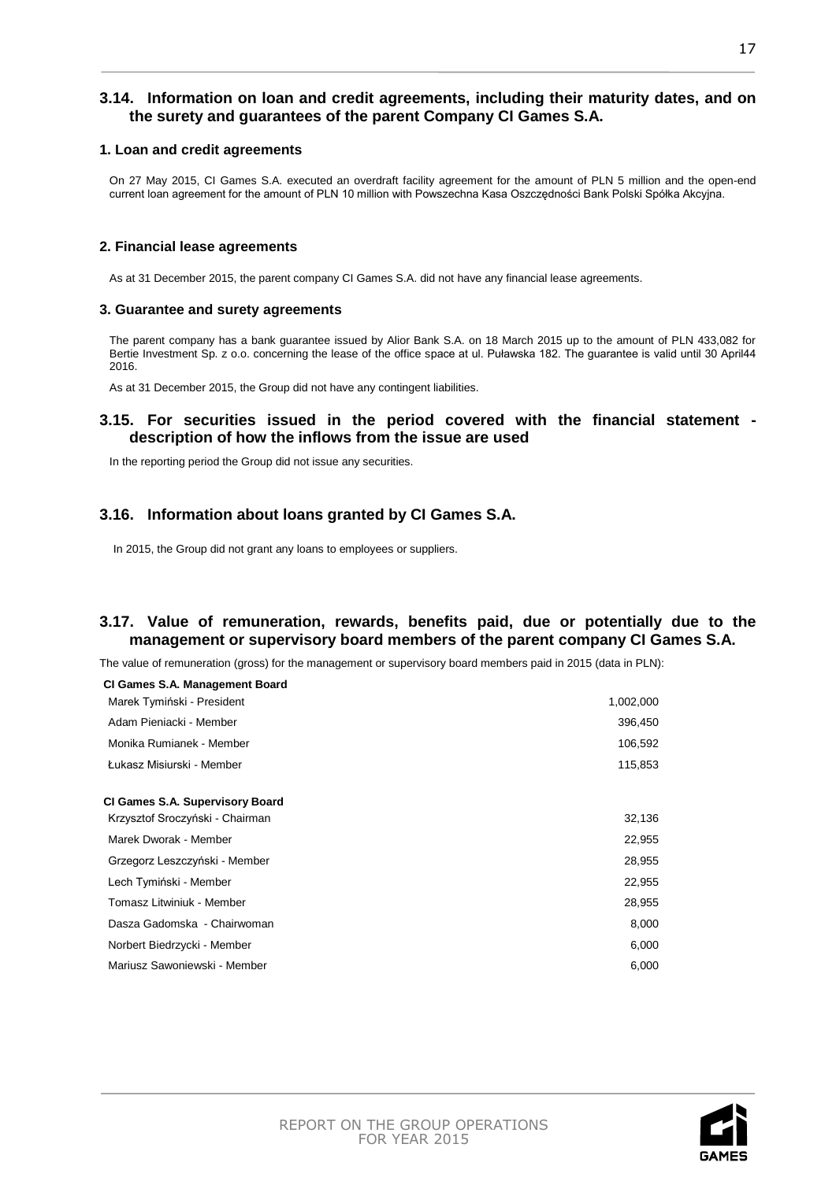## 3.14. Information on loan and credit agreements, including their maturity dates, and on the surety and guarantees of the parent Company CI Games S.A.

### 1. Loan and credit agreements

On 27 May 2015, CI Games S.A. executed an overdraft facility agreement for the amount of PLN 5 million and the open-end current loan agreement for the amount of PLN 10 million with Powszechna Kasa Oszczędności Bank Polski Spółka Akcyjna.

### 2. Financial lease agreements

As at 31 December 2015, the parent company CI Games S.A. did not have any financial lease agreements.

### 3. Guarantee and surety agreements

The parent company has a bank guarantee issued by Alior Bank S.A. on 18 March 2015 up to the amount of PLN 433,082 for Bertie Investment Sp. z o.o. concerning the lease of the office space at ul. Puławska 182. The guarantee is valid until 30 April44 2016.

As at 31 December 2015, the Group did not have any contingent liabilities.

## 3.15. For securities issued in the period covered with the financial statement - description of how the inflows from the issue are used

In the reporting period the Group did not issue any securities.

## 3.16. Information about loans granted by CI Games S.A.

In 2015, the Group did not grant any loans to employees or suppliers.

## 3.17. Value of remuneration, rewards, benefits paid, due or potentially due to the management or supervisory board members of the parent company CI Games S.A.

The value of remuneration (gross) for the management or supervisory board members paid in 2015 (data in PLN):

| **CI Games S.A. Management Board** | |
|---|---|
| Marek Tymiński - President | 1,002,000 |
| Adam Pieniacki - Member | 396,450 |
| Monika Rumianek - Member | 106,592 |
| Łukasz Misiurski - Member | 115,853 |
| | |
| **CI Games S.A. Supervisory Board** | |
| Krzysztof Sroczyński - Chairman | 32,136 |
| Marek Dworak - Member | 22,955 |
| Grzegorz Leszczyński - Member | 28,955 |
| Lech Tymiński - Member | 22,955 |
| Tomasz Litwiniuk - Member | 28,955 |
| Dasza Gadomska - Chairwoman | 8,000 |
| Norbert Biedrzycki - Member | 6,000 |
| Mariusz Sawoniewski - Member | 6,000 |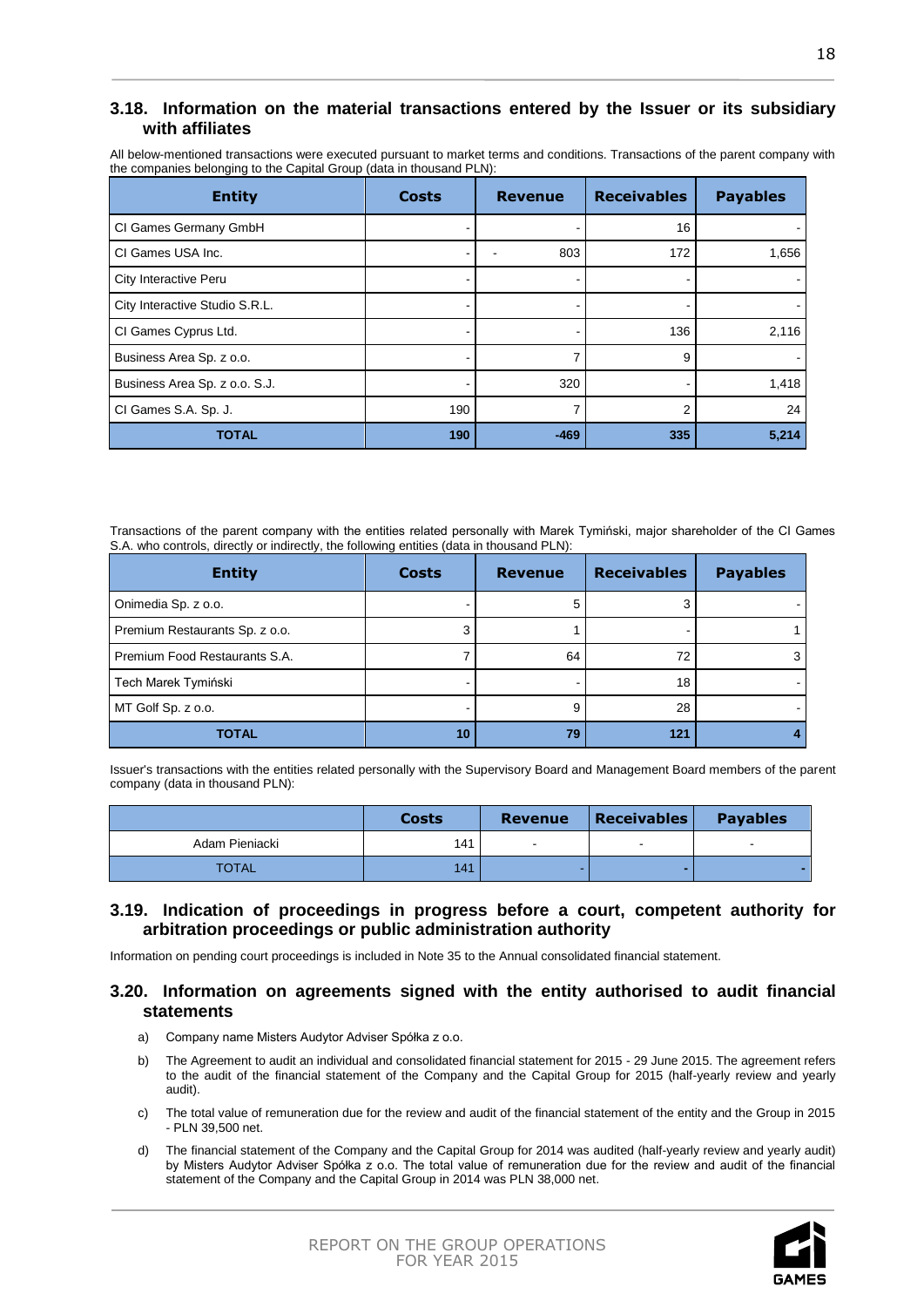### 3.18. Information on the material transactions entered by the Issuer or its subsidiary with affiliates

All below-mentioned transactions were executed pursuant to market terms and conditions. Transactions of the parent company with the companies belonging to the Capital Group (data in thousand PLN):

| Entity | Costs | Revenue | Receivables | Payables |
|---|---|---|---|---|
| CI Games Germany GmbH | - | - | 16 | - |
| CI Games USA Inc. | - | - 803 | 172 | 1,656 |
| City Interactive Peru | - | - | - | - |
| City Interactive Studio S.R.L. | - | - | - | - |
| CI Games Cyprus Ltd. | - | - | 136 | 2,116 |
| Business Area Sp. z o.o. | - | 7 | 9 | - |
| Business Area Sp. z o.o. S.J. | - | 320 | - | 1,418 |
| CI Games S.A. Sp. J. | 190 | 7 | 2 | 24 |
| **TOTAL** | **190** | **-469** | **335** | **5,214** |

Transactions of the parent company with the entities related personally with Marek Tymiński, major shareholder of the CI Games S.A. who controls, directly or indirectly, the following entities (data in thousand PLN):

| Entity | Costs | Revenue | Receivables | Payables |
|---|---|---|---|---|
| Onimedia Sp. z o.o. | - | 5 | 3 | - |
| Premium Restaurants Sp. z o.o. | 3 | 1 | - | 1 |
| Premium Food Restaurants S.A. | 7 | 64 | 72 | 3 |
| Tech Marek Tymiński | - | - | 18 | - |
| MT Golf Sp. z o.o. | - | 9 | 28 | - |
| **TOTAL** | **10** | **79** | **121** | **4** |

Issuer's transactions with the entities related personally with the Supervisory Board and Management Board members of the parent company (data in thousand PLN):

| | Costs | Revenue | Receivables | Payables |
|---|---|---|---|---|
| Adam Pieniacki | 141 | - | - | - |
| TOTAL | 141 | - | - | - |

### 3.19. Indication of proceedings in progress before a court, competent authority for arbitration proceedings or public administration authority

Information on pending court proceedings is included in Note 35 to the Annual consolidated financial statement.

### 3.20. Information on agreements signed with the entity authorised to audit financial statements

a) Company name Misters Audytor Adviser Spółka z o.o.

b) The Agreement to audit an individual and consolidated financial statement for 2015 - 29 June 2015. The agreement refers to the audit of the financial statement of the Company and the Capital Group for 2015 (half-yearly review and yearly audit).

c) The total value of remuneration due for the review and audit of the financial statement of the entity and the Group in 2015 - PLN 39,500 net.

d) The financial statement of the Company and the Capital Group for 2014 was audited (half-yearly review and yearly audit) by Misters Audytor Adviser Spółka z o.o. The total value of remuneration due for the review and audit of the financial statement of the Company and the Capital Group in 2014 was PLN 38,000 net.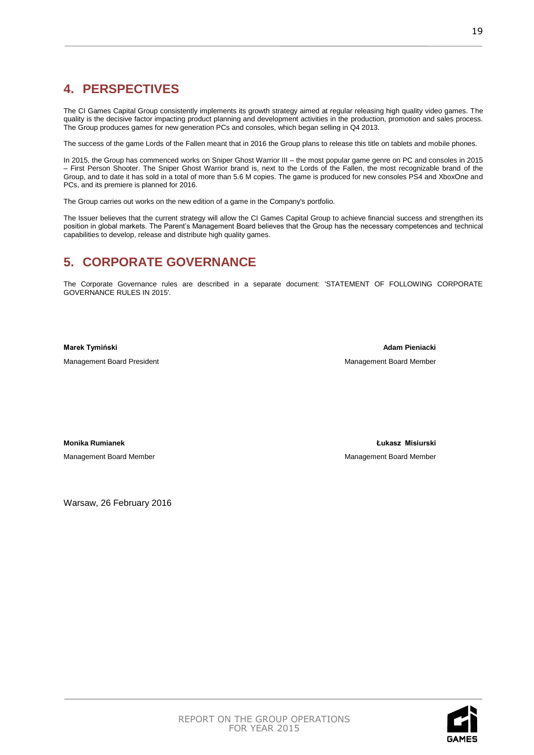## 4. PERSPECTIVES

The CI Games Capital Group consistently implements its growth strategy aimed at regular releasing high quality video games. The quality is the decisive factor impacting product planning and development activities in the production, promotion and sales process. The Group produces games for new generation PCs and consoles, which began selling in Q4 2013.

The success of the game Lords of the Fallen meant that in 2016 the Group plans to release this title on tablets and mobile phones.

In 2015, the Group has commenced works on Sniper Ghost Warrior III – the most popular game genre on PC and consoles in 2015 – First Person Shooter. The Sniper Ghost Warrior brand is, next to the Lords of the Fallen, the most recognizable brand of the Group, and to date it has sold in a total of more than 5.6 M copies. The game is produced for new consoles PS4 and XboxOne and PCs, and its premiere is planned for 2016.

The Group carries out works on the new edition of a game in the Company's portfolio.

The Issuer believes that the current strategy will allow the CI Games Capital Group to achieve financial success and strengthen its position in global markets. The Parent's Management Board believes that the Group has the necessary competences and technical capabilities to develop, release and distribute high quality games.

## 5. CORPORATE GOVERNANCE

The Corporate Governance rules are described in a separate document: 'STATEMENT OF FOLLOWING CORPORATE GOVERNANCE RULES IN 2015'.

**Marek Tymiński**
Management Board President

**Adam Pieniacki**
Management Board Member

**Monika Rumianek**
Management Board Member

**Łukasz Misiurski**
Management Board Member

Warsaw, 26 February 2016